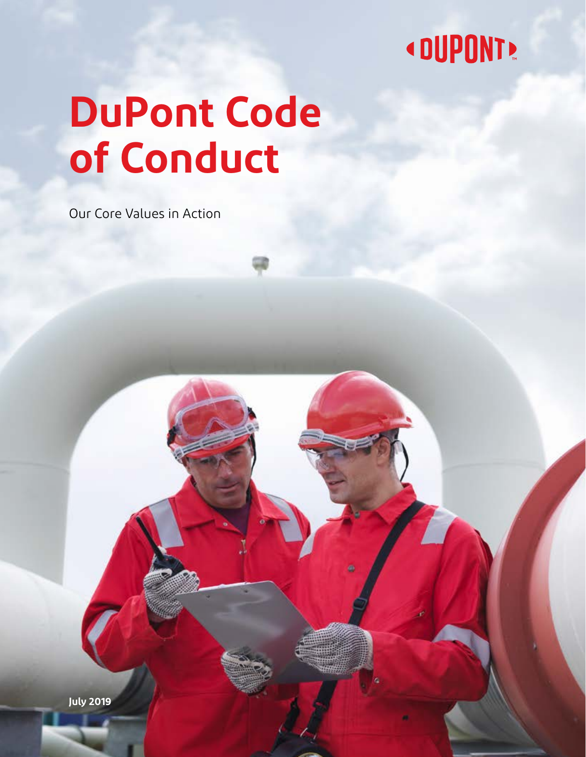DUPONT

# DuPont Code of Conduct

Our Core Values in Action

July 2019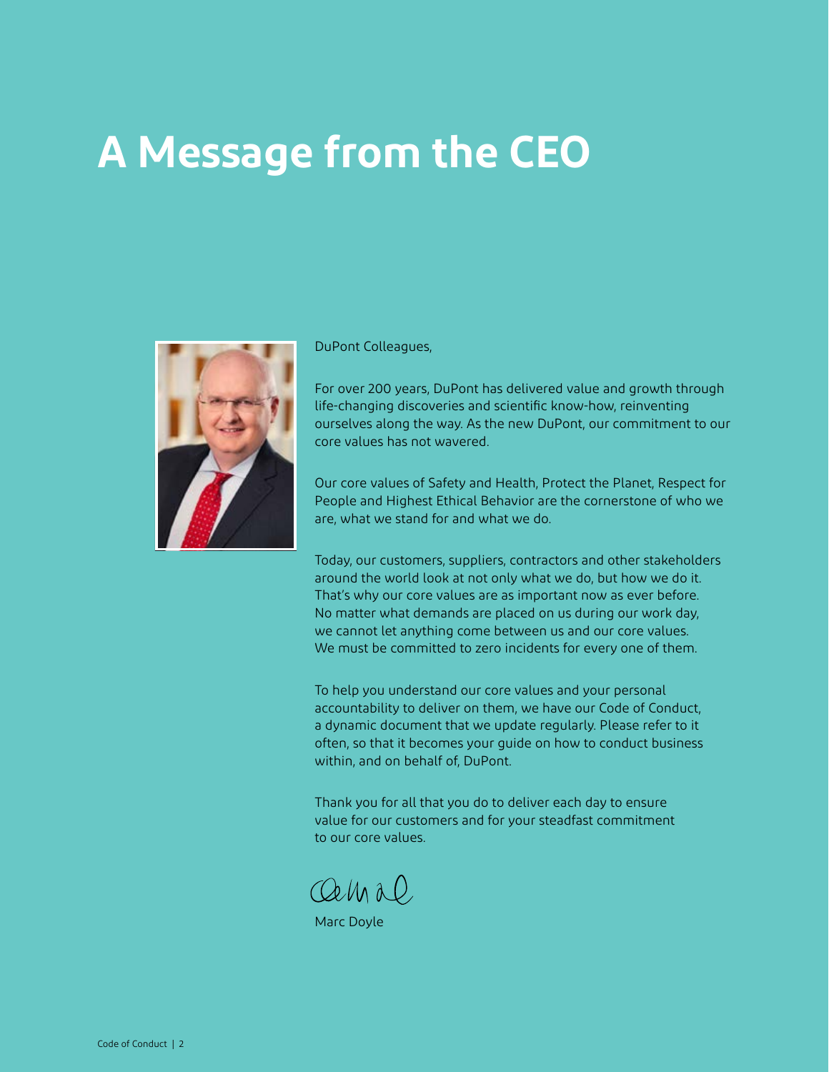# A Message from the CEO

DuPont Colleagues,

For over 200 years, DuPont has delivered value and growth through life-changing discoveries and scientific know-how, reinventing ourselves along the way. As the new DuPont, our commitment to our core values has not wavered.

Our core values of Safety and Health, Protect the Planet, Respect for People and Highest Ethical Behavior are the cornerstone of who we are, what we stand for and what we do.

Today, our customers, suppliers, contractors and other stakeholders around the world look at not only what we do, but how we do it. That's why our core values are as important now as ever before. No matter what demands are placed on us during our work day, we cannot let anything come between us and our core values. We must be committed to zero incidents for every one of them.

To help you understand our core values and your personal accountability to deliver on them, we have our Code of Conduct, a dynamic document that we update regularly. Please refer to it often, so that it becomes your guide on how to conduct business within, and on behalf of, DuPont.

Thank you for all that you do to deliver each day to ensure value for our customers and for your steadfast commitment to our core values.

Marc Doyle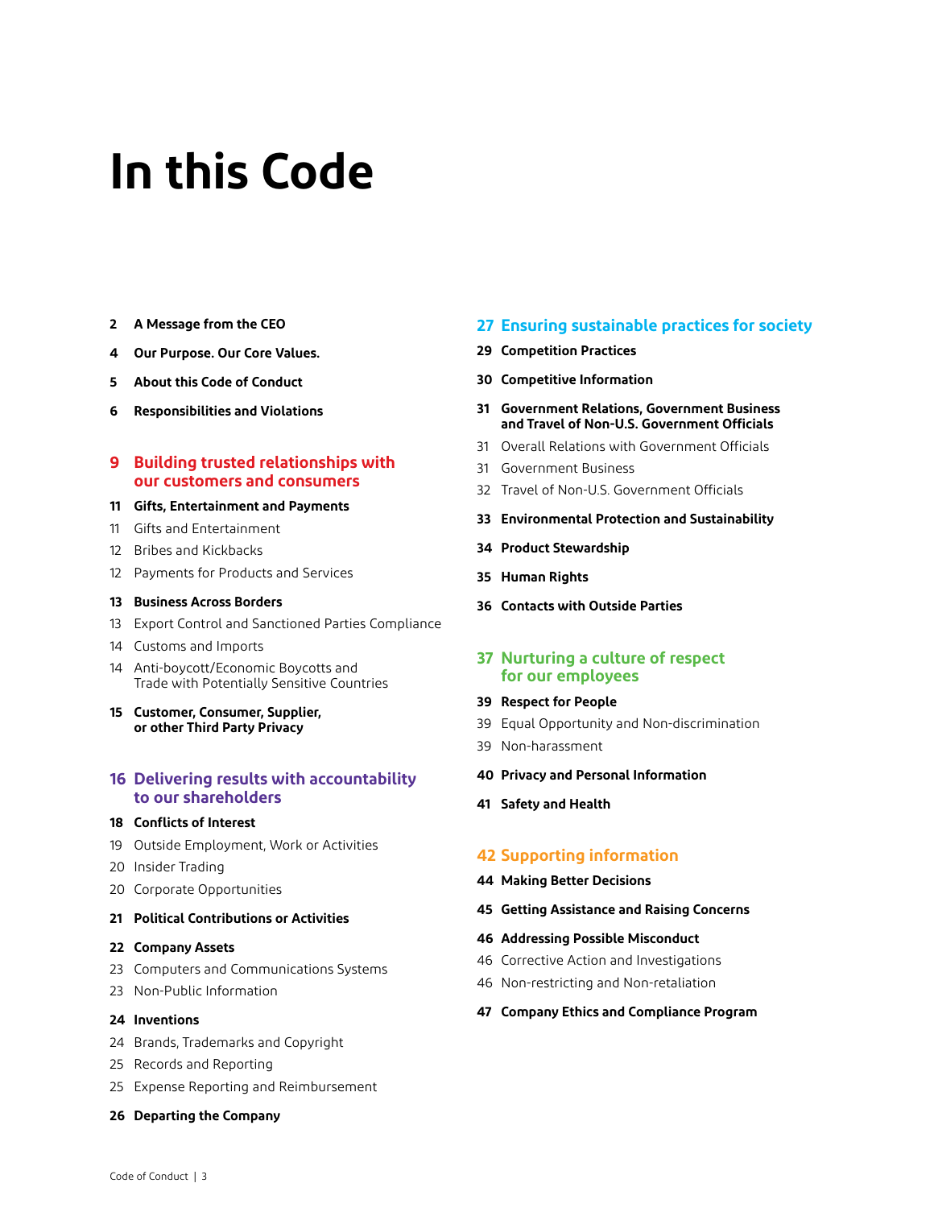# In this Code

**2 A Message from the CEO**

**4 Our Purpose. Our Core Values.**

**5 About this Code of Conduct**

**6 Responsibilities and Violations**

## 9 Building trusted relationships with our customers and consumers

**11 Gifts, Entertainment and Payments**

11 Gifts and Entertainment

12 Bribes and Kickbacks

12 Payments for Products and Services

**13 Business Across Borders**

13 Export Control and Sanctioned Parties Compliance

14 Customs and Imports

14 Anti-boycott/Economic Boycotts and Trade with Potentially Sensitive Countries

**15 Customer, Consumer, Supplier, or other Third Party Privacy**

## 16 Delivering results with accountability to our shareholders

**18 Conflicts of Interest**

19 Outside Employment, Work or Activities

20 Insider Trading

20 Corporate Opportunities

**21 Political Contributions or Activities**

**22 Company Assets**

23 Computers and Communications Systems

23 Non-Public Information

**24 Inventions**

24 Brands, Trademarks and Copyright

25 Records and Reporting

25 Expense Reporting and Reimbursement

**26 Departing the Company**

## 27 Ensuring sustainable practices for society

**29 Competition Practices**

**30 Competitive Information**

**31 Government Relations, Government Business and Travel of Non-U.S. Government Officials**

31 Overall Relations with Government Officials

31 Government Business

32 Travel of Non-U.S. Government Officials

**33 Environmental Protection and Sustainability**

**34 Product Stewardship**

**35 Human Rights**

**36 Contacts with Outside Parties**

## 37 Nurturing a culture of respect for our employees

**39 Respect for People**

39 Equal Opportunity and Non-discrimination

39 Non-harassment

**40 Privacy and Personal Information**

**41 Safety and Health**

## 42 Supporting information

**44 Making Better Decisions**

**45 Getting Assistance and Raising Concerns**

**46 Addressing Possible Misconduct**

46 Corrective Action and Investigations

46 Non-restricting and Non-retaliation

**47 Company Ethics and Compliance Program**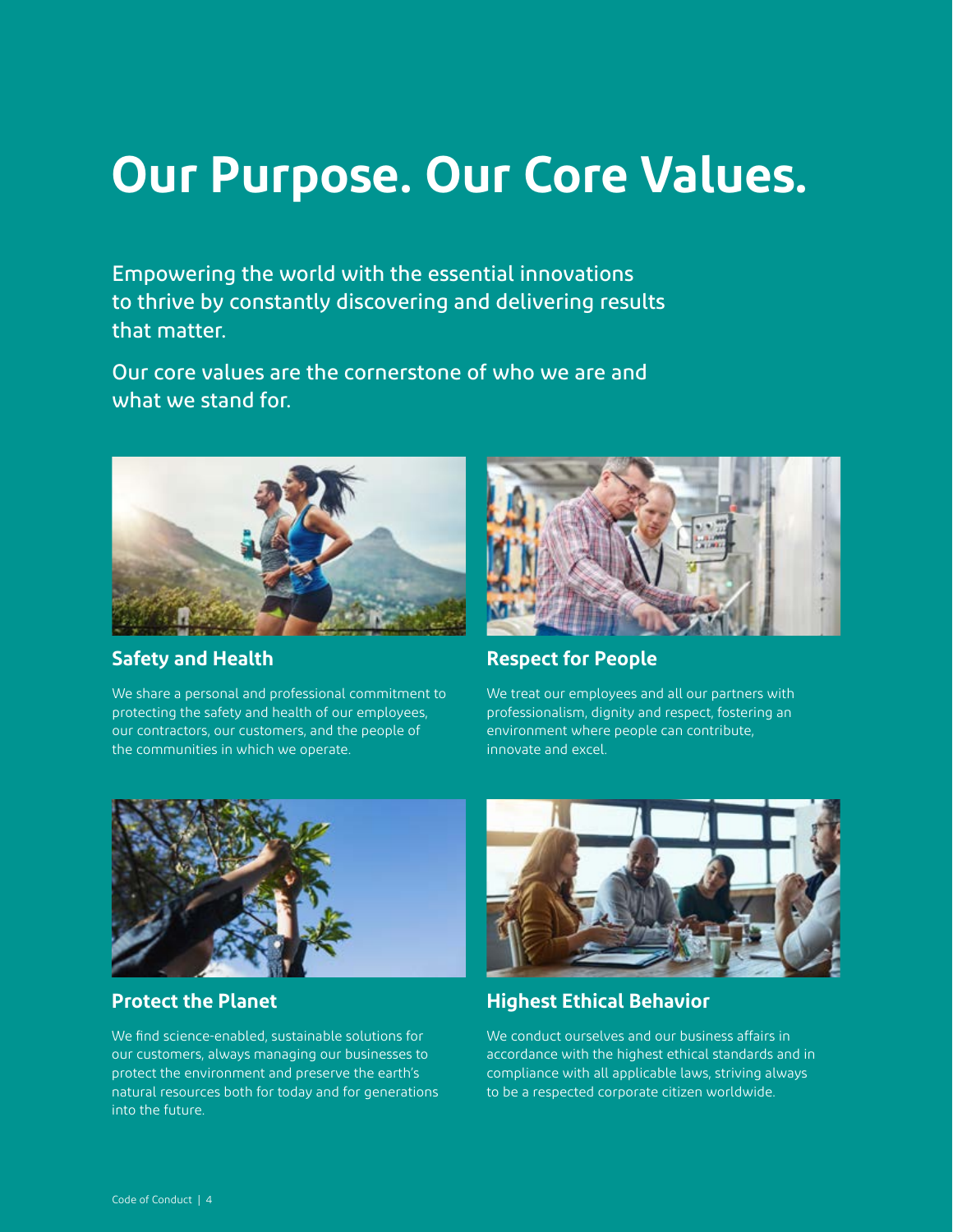# Our Purpose. Our Core Values.

Empowering the world with the essential innovations to thrive by constantly discovering and delivering results that matter.

Our core values are the cornerstone of who we are and what we stand for.

## Safety and Health

We share a personal and professional commitment to protecting the safety and health of our employees, our contractors, our customers, and the people of the communities in which we operate.

## Respect for People

We treat our employees and all our partners with professionalism, dignity and respect, fostering an environment where people can contribute, innovate and excel.

## Protect the Planet

We find science-enabled, sustainable solutions for our customers, always managing our businesses to protect the environment and preserve the earth's natural resources both for today and for generations into the future.

## Highest Ethical Behavior

We conduct ourselves and our business affairs in accordance with the highest ethical standards and in compliance with all applicable laws, striving always to be a respected corporate citizen worldwide.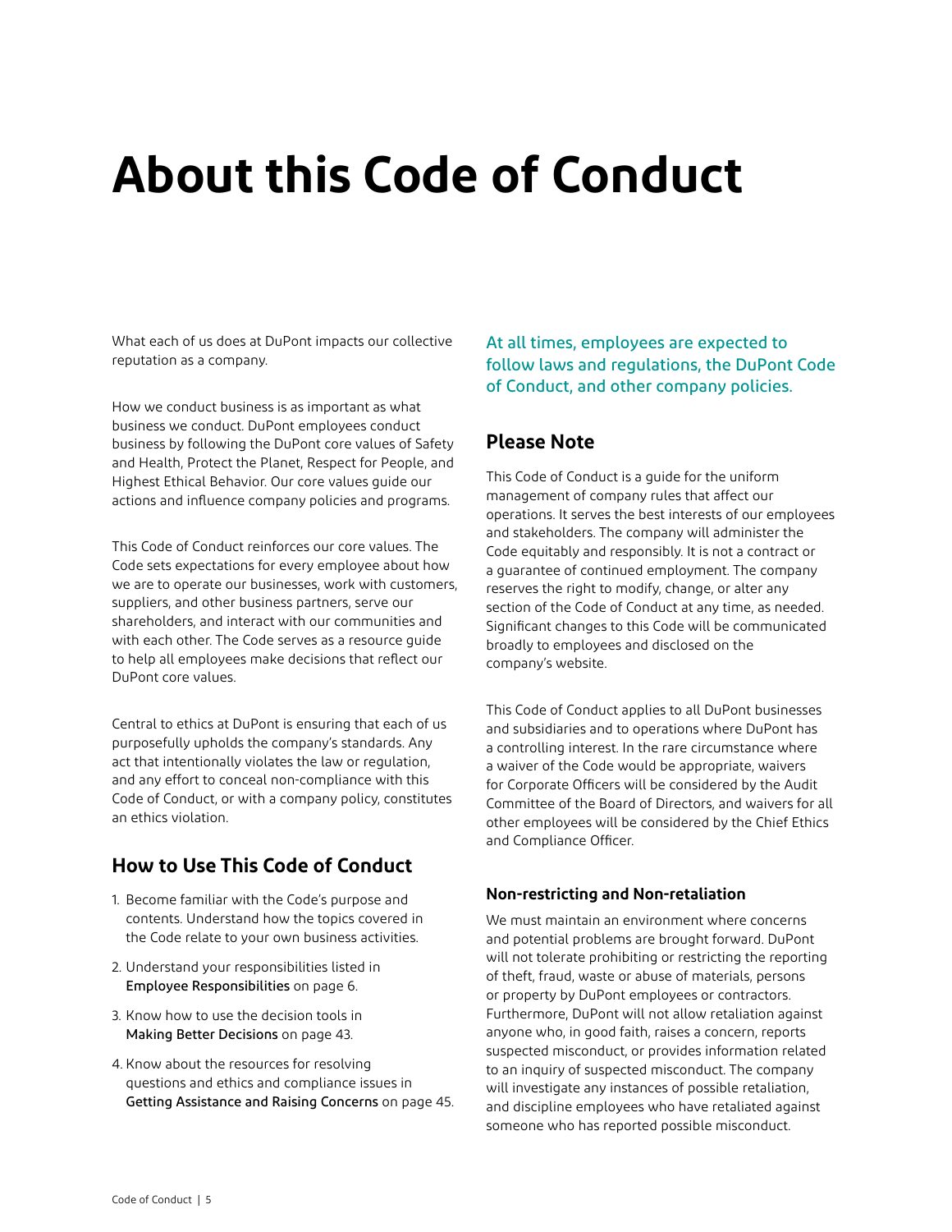# About this Code of Conduct

What each of us does at DuPont impacts our collective reputation as a company.

How we conduct business is as important as what business we conduct. DuPont employees conduct business by following the DuPont core values of Safety and Health, Protect the Planet, Respect for People, and Highest Ethical Behavior. Our core values guide our actions and influence company policies and programs.

This Code of Conduct reinforces our core values. The Code sets expectations for every employee about how we are to operate our businesses, work with customers, suppliers, and other business partners, serve our shareholders, and interact with our communities and with each other. The Code serves as a resource guide to help all employees make decisions that reflect our DuPont core values.

Central to ethics at DuPont is ensuring that each of us purposefully upholds the company's standards. Any act that intentionally violates the law or regulation, and any effort to conceal non-compliance with this Code of Conduct, or with a company policy, constitutes an ethics violation.

## How to Use This Code of Conduct

1. Become familiar with the Code's purpose and contents. Understand how the topics covered in the Code relate to your own business activities.
2. Understand your responsibilities listed in Employee Responsibilities on page 6.
3. Know how to use the decision tools in Making Better Decisions on page 43.
4. Know about the resources for resolving questions and ethics and compliance issues in Getting Assistance and Raising Concerns on page 45.

At all times, employees are expected to follow laws and regulations, the DuPont Code of Conduct, and other company policies.

## Please Note

This Code of Conduct is a guide for the uniform management of company rules that affect our operations. It serves the best interests of our employees and stakeholders. The company will administer the Code equitably and responsibly. It is not a contract or a guarantee of continued employment. The company reserves the right to modify, change, or alter any section of the Code of Conduct at any time, as needed. Significant changes to this Code will be communicated broadly to employees and disclosed on the company's website.

This Code of Conduct applies to all DuPont businesses and subsidiaries and to operations where DuPont has a controlling interest. In the rare circumstance where a waiver of the Code would be appropriate, waivers for Corporate Officers will be considered by the Audit Committee of the Board of Directors, and waivers for all other employees will be considered by the Chief Ethics and Compliance Officer.

### Non-restricting and Non-retaliation

We must maintain an environment where concerns and potential problems are brought forward. DuPont will not tolerate prohibiting or restricting the reporting of theft, fraud, waste or abuse of materials, persons or property by DuPont employees or contractors. Furthermore, DuPont will not allow retaliation against anyone who, in good faith, raises a concern, reports suspected misconduct, or provides information related to an inquiry of suspected misconduct. The company will investigate any instances of possible retaliation, and discipline employees who have retaliated against someone who has reported possible misconduct.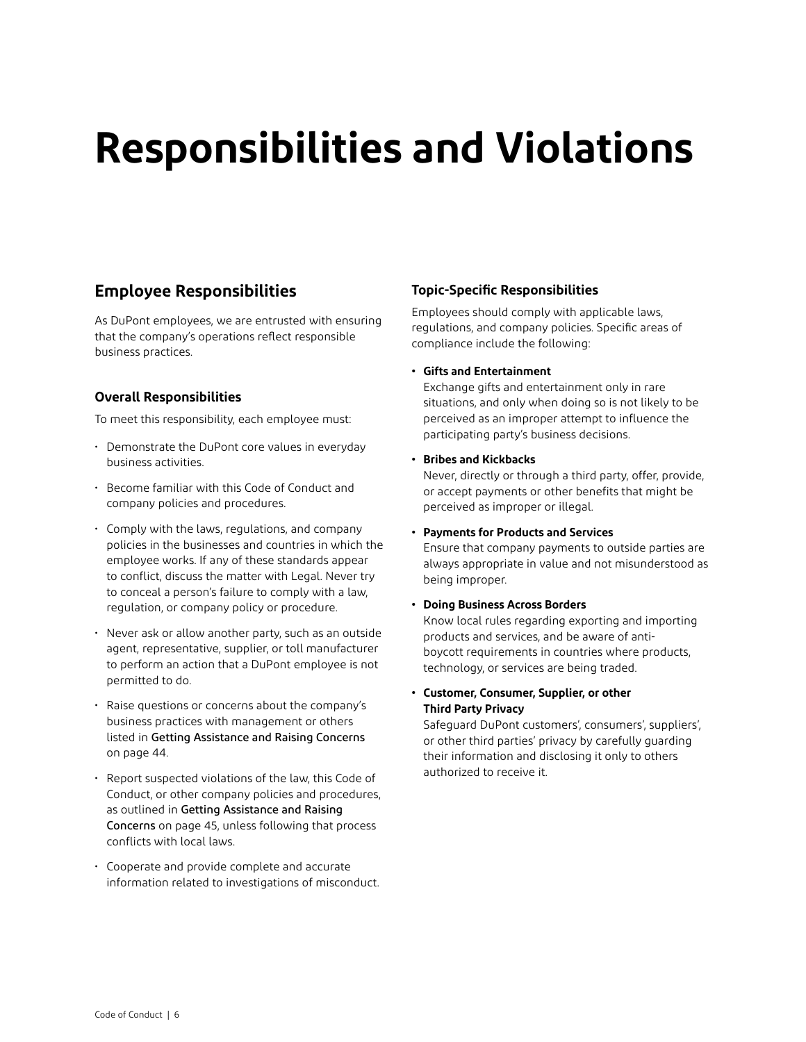# Responsibilities and Violations

## Employee Responsibilities

As DuPont employees, we are entrusted with ensuring that the company's operations reflect responsible business practices.

### Overall Responsibilities

To meet this responsibility, each employee must:

- Demonstrate the DuPont core values in everyday business activities.
- Become familiar with this Code of Conduct and company policies and procedures.
- Comply with the laws, regulations, and company policies in the businesses and countries in which the employee works. If any of these standards appear to conflict, discuss the matter with Legal. Never try to conceal a person's failure to comply with a law, regulation, or company policy or procedure.
- Never ask or allow another party, such as an outside agent, representative, supplier, or toll manufacturer to perform an action that a DuPont employee is not permitted to do.
- Raise questions or concerns about the company's business practices with management or others listed in Getting Assistance and Raising Concerns on page 44.
- Report suspected violations of the law, this Code of Conduct, or other company policies and procedures, as outlined in Getting Assistance and Raising Concerns on page 45, unless following that process conflicts with local laws.
- Cooperate and provide complete and accurate information related to investigations of misconduct.

### Topic-Specific Responsibilities

Employees should comply with applicable laws, regulations, and company policies. Specific areas of compliance include the following:

- **Gifts and Entertainment**
  Exchange gifts and entertainment only in rare situations, and only when doing so is not likely to be perceived as an improper attempt to influence the participating party's business decisions.
- **Bribes and Kickbacks**
  Never, directly or through a third party, offer, provide, or accept payments or other benefits that might be perceived as improper or illegal.
- **Payments for Products and Services**
  Ensure that company payments to outside parties are always appropriate in value and not misunderstood as being improper.
- **Doing Business Across Borders**
  Know local rules regarding exporting and importing products and services, and be aware of anti-boycott requirements in countries where products, technology, or services are being traded.
- **Customer, Consumer, Supplier, or other Third Party Privacy**
  Safeguard DuPont customers', consumers', suppliers', or other third parties' privacy by carefully guarding their information and disclosing it only to others authorized to receive it.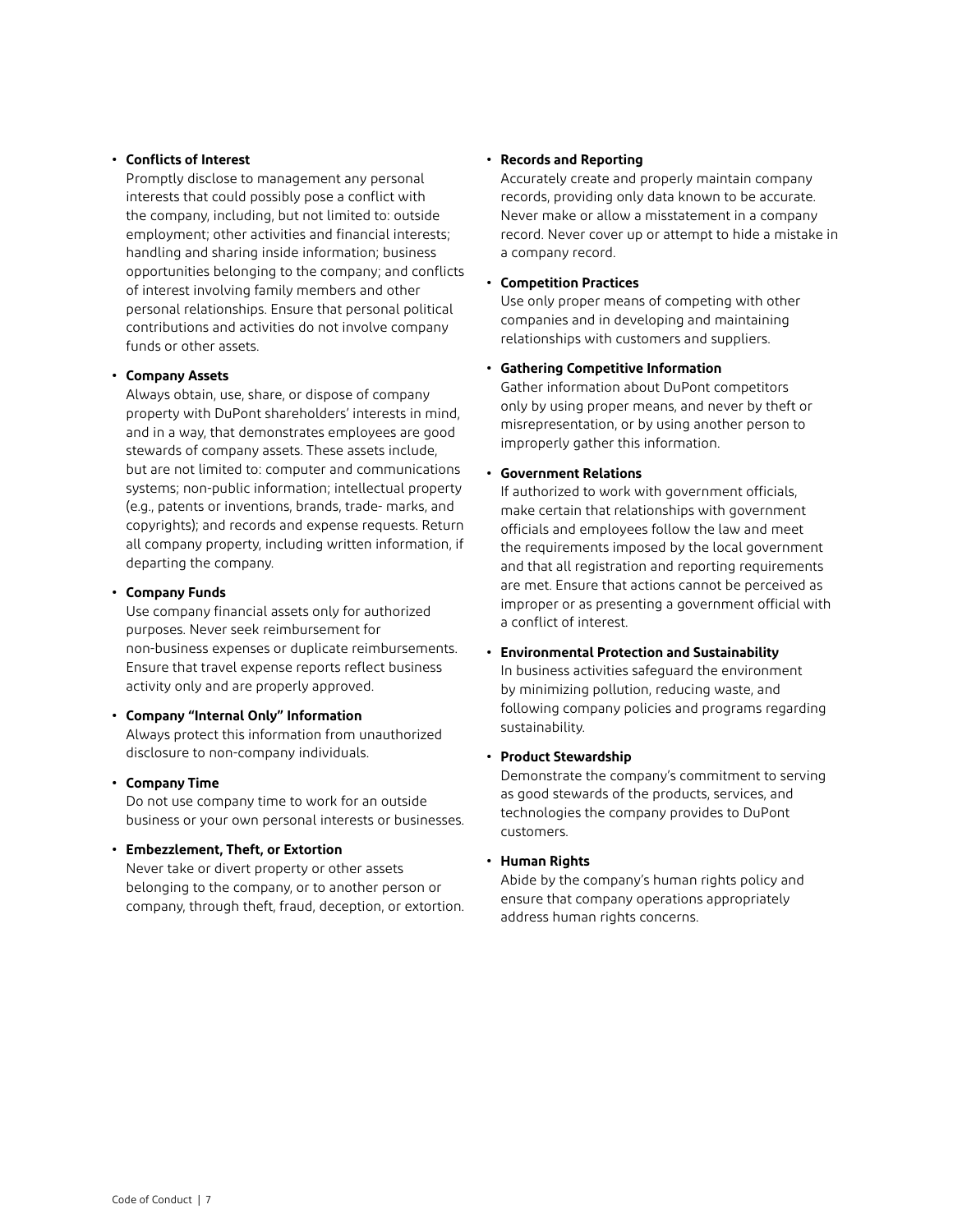- **Conflicts of Interest**
  Promptly disclose to management any personal interests that could possibly pose a conflict with the company, including, but not limited to: outside employment; other activities and financial interests; handling and sharing inside information; business opportunities belonging to the company; and conflicts of interest involving family members and other personal relationships. Ensure that personal political contributions and activities do not involve company funds or other assets.

- **Company Assets**
  Always obtain, use, share, or dispose of company property with DuPont shareholders' interests in mind, and in a way, that demonstrates employees are good stewards of company assets. These assets include, but are not limited to: computer and communications systems; non-public information; intellectual property (e.g., patents or inventions, brands, trade- marks, and copyrights); and records and expense requests. Return all company property, including written information, if departing the company.

- **Company Funds**
  Use company financial assets only for authorized purposes. Never seek reimbursement for non-business expenses or duplicate reimbursements. Ensure that travel expense reports reflect business activity only and are properly approved.

- **Company "Internal Only" Information**
  Always protect this information from unauthorized disclosure to non-company individuals.

- **Company Time**
  Do not use company time to work for an outside business or your own personal interests or businesses.

- **Embezzlement, Theft, or Extortion**
  Never take or divert property or other assets belonging to the company, or to another person or company, through theft, fraud, deception, or extortion.

- **Records and Reporting**
  Accurately create and properly maintain company records, providing only data known to be accurate. Never make or allow a misstatement in a company record. Never cover up or attempt to hide a mistake in a company record.

- **Competition Practices**
  Use only proper means of competing with other companies and in developing and maintaining relationships with customers and suppliers.

- **Gathering Competitive Information**
  Gather information about DuPont competitors only by using proper means, and never by theft or misrepresentation, or by using another person to improperly gather this information.

- **Government Relations**
  If authorized to work with government officials, make certain that relationships with government officials and employees follow the law and meet the requirements imposed by the local government and that all registration and reporting requirements are met. Ensure that actions cannot be perceived as improper or as presenting a government official with a conflict of interest.

- **Environmental Protection and Sustainability**
  In business activities safeguard the environment by minimizing pollution, reducing waste, and following company policies and programs regarding sustainability.

- **Product Stewardship**
  Demonstrate the company's commitment to serving as good stewards of the products, services, and technologies the company provides to DuPont customers.

- **Human Rights**
  Abide by the company's human rights policy and ensure that company operations appropriately address human rights concerns.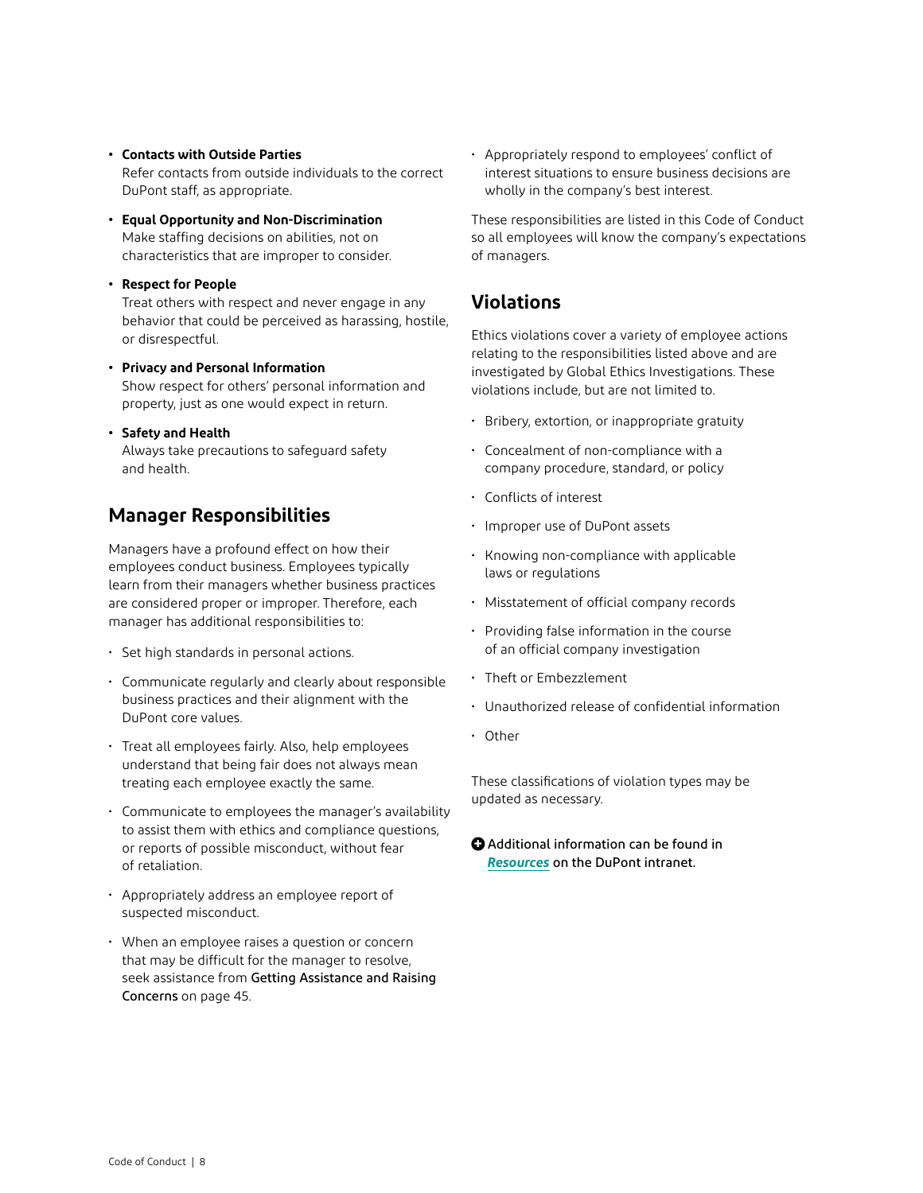- **Contacts with Outside Parties**
  Refer contacts from outside individuals to the correct DuPont staff, as appropriate.
- **Equal Opportunity and Non-Discrimination**
  Make staffing decisions on abilities, not on characteristics that are improper to consider.
- **Respect for People**
  Treat others with respect and never engage in any behavior that could be perceived as harassing, hostile, or disrespectful.
- **Privacy and Personal Information**
  Show respect for others' personal information and property, just as one would expect in return.
- **Safety and Health**
  Always take precautions to safeguard safety and health.

## Manager Responsibilities

Managers have a profound effect on how their employees conduct business. Employees typically learn from their managers whether business practices are considered proper or improper. Therefore, each manager has additional responsibilities to:

- Set high standards in personal actions.
- Communicate regularly and clearly about responsible business practices and their alignment with the DuPont core values.
- Treat all employees fairly. Also, help employees understand that being fair does not always mean treating each employee exactly the same.
- Communicate to employees the manager's availability to assist them with ethics and compliance questions, or reports of possible misconduct, without fear of retaliation.
- Appropriately address an employee report of suspected misconduct.
- When an employee raises a question or concern that may be difficult for the manager to resolve, seek assistance from Getting Assistance and Raising Concerns on page 45.
- Appropriately respond to employees' conflict of interest situations to ensure business decisions are wholly in the company's best interest.

These responsibilities are listed in this Code of Conduct so all employees will know the company's expectations of managers.

## Violations

Ethics violations cover a variety of employee actions relating to the responsibilities listed above and are investigated by Global Ethics Investigations. These violations include, but are not limited to.

- Bribery, extortion, or inappropriate gratuity
- Concealment of non-compliance with a company procedure, standard, or policy
- Conflicts of interest
- Improper use of DuPont assets
- Knowing non-compliance with applicable laws or regulations
- Misstatement of official company records
- Providing false information in the course of an official company investigation
- Theft or Embezzlement
- Unauthorized release of confidential information
- Other

These classifications of violation types may be updated as necessary.

**Additional information can be found in *Resources* on the DuPont intranet.**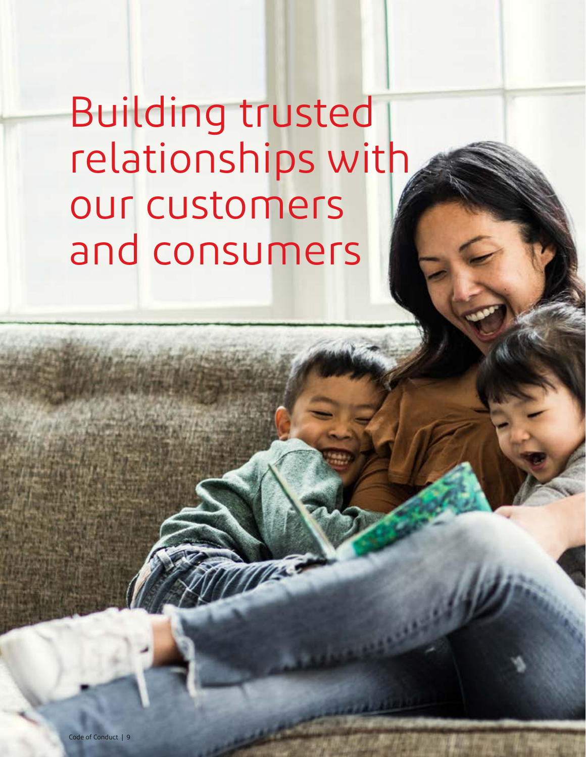# Building trusted relationships with our customers and consumers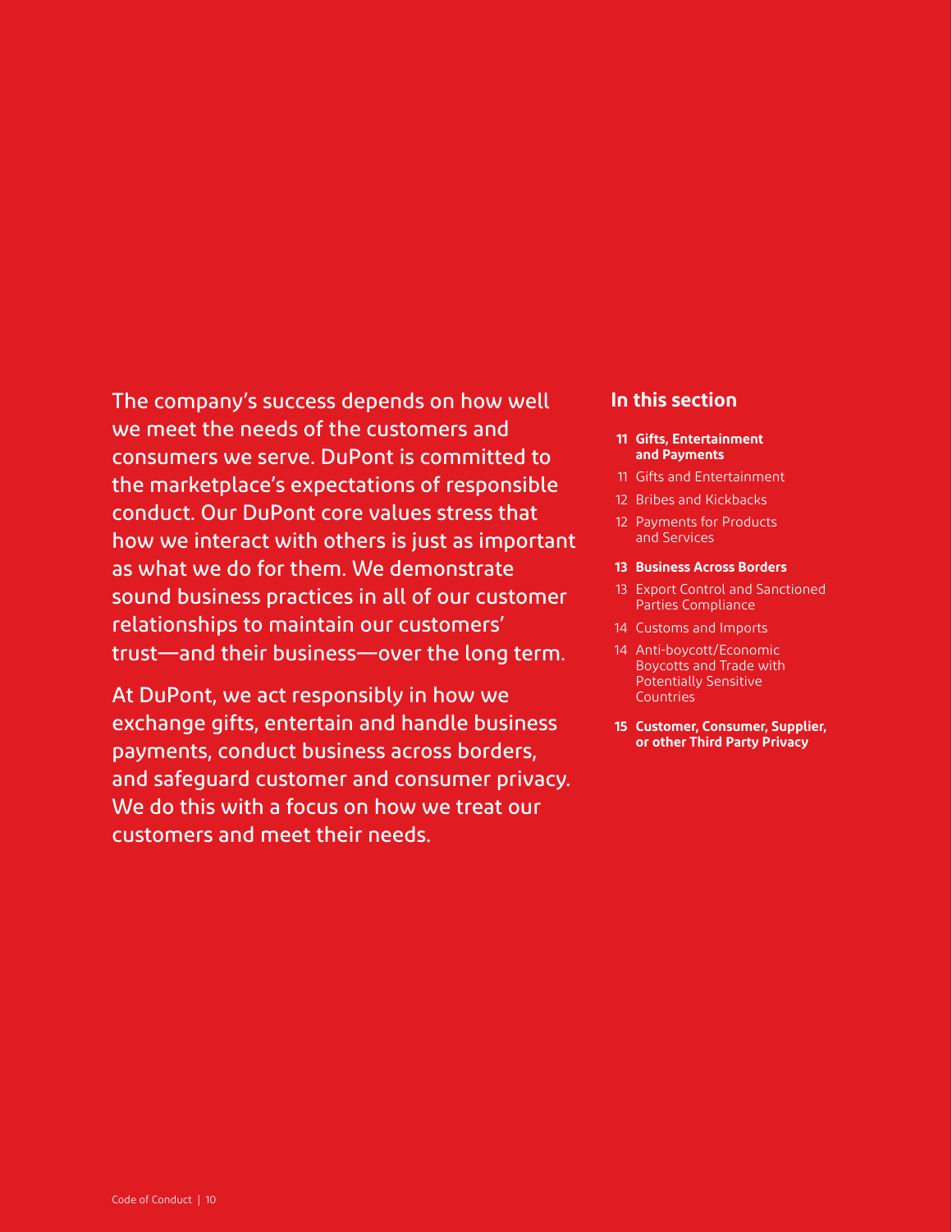The company's success depends on how well we meet the needs of the customers and consumers we serve. DuPont is committed to the marketplace's expectations of responsible conduct. Our DuPont core values stress that how we interact with others is just as important as what we do for them. We demonstrate sound business practices in all of our customer relationships to maintain our customers' trust—and their business—over the long term.

At DuPont, we act responsibly in how we exchange gifts, entertain and handle business payments, conduct business across borders, and safeguard customer and consumer privacy. We do this with a focus on how we treat our customers and meet their needs.

## In this section

- **11 Gifts, Entertainment and Payments**
- 11 Gifts and Entertainment
- 12 Bribes and Kickbacks
- 12 Payments for Products and Services
- **13 Business Across Borders**
- 13 Export Control and Sanctioned Parties Compliance
- 14 Customs and Imports
- 14 Anti-boycott/Economic Boycotts and Trade with Potentially Sensitive Countries
- **15 Customer, Consumer, Supplier, or other Third Party Privacy**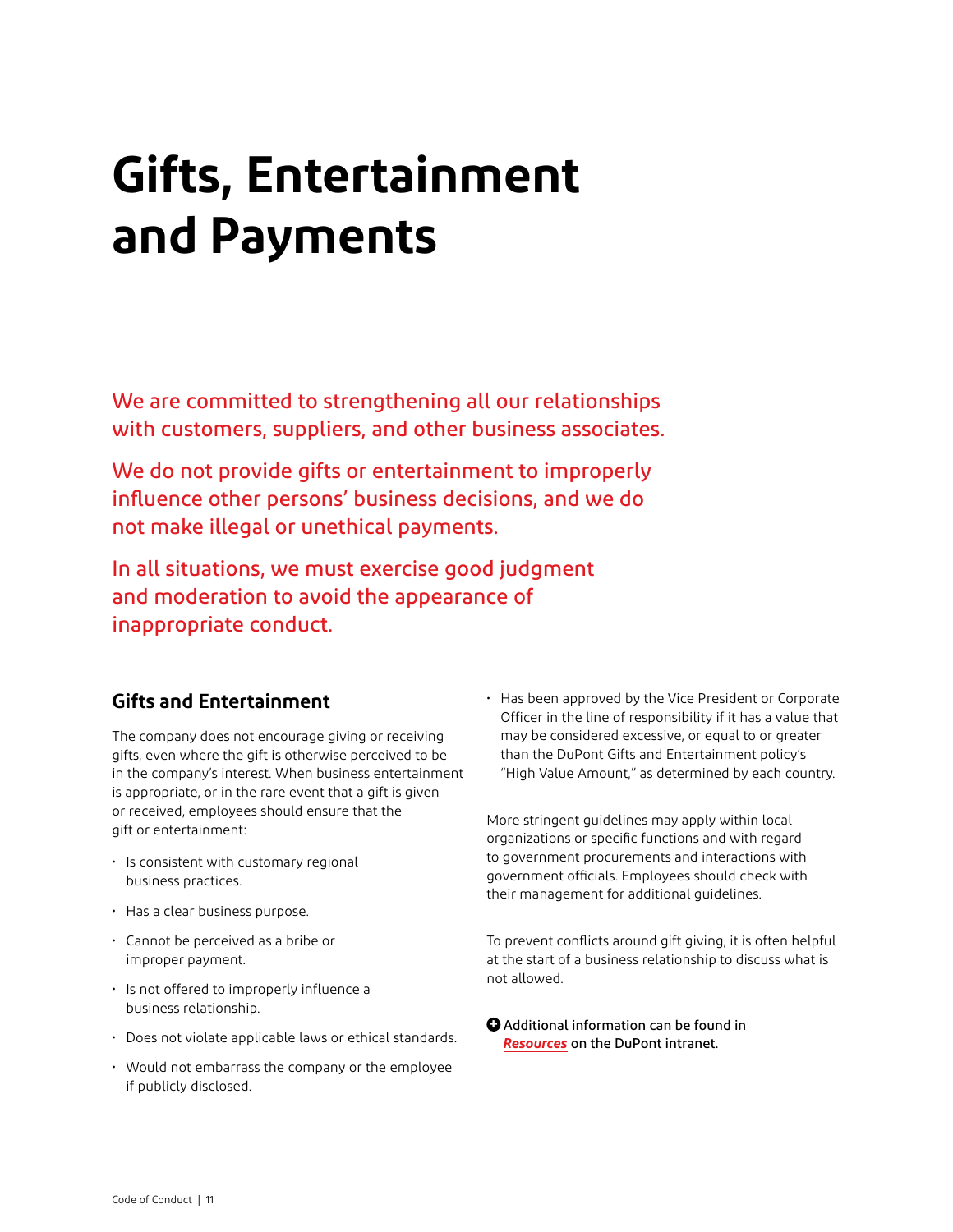# Gifts, Entertainment and Payments

We are committed to strengthening all our relationships with customers, suppliers, and other business associates.

We do not provide gifts or entertainment to improperly influence other persons' business decisions, and we do not make illegal or unethical payments.

In all situations, we must exercise good judgment and moderation to avoid the appearance of inappropriate conduct.

## Gifts and Entertainment

The company does not encourage giving or receiving gifts, even where the gift is otherwise perceived to be in the company's interest. When business entertainment is appropriate, or in the rare event that a gift is given or received, employees should ensure that the gift or entertainment:

- Is consistent with customary regional business practices.
- Has a clear business purpose.
- Cannot be perceived as a bribe or improper payment.
- Is not offered to improperly influence a business relationship.
- Does not violate applicable laws or ethical standards.
- Would not embarrass the company or the employee if publicly disclosed.
- Has been approved by the Vice President or Corporate Officer in the line of responsibility if it has a value that may be considered excessive, or equal to or greater than the DuPont Gifts and Entertainment policy's "High Value Amount," as determined by each country.

More stringent guidelines may apply within local organizations or specific functions and with regard to government procurements and interactions with government officials. Employees should check with their management for additional guidelines.

To prevent conflicts around gift giving, it is often helpful at the start of a business relationship to discuss what is not allowed.

**Additional information can be found in *Resources* on the DuPont intranet.**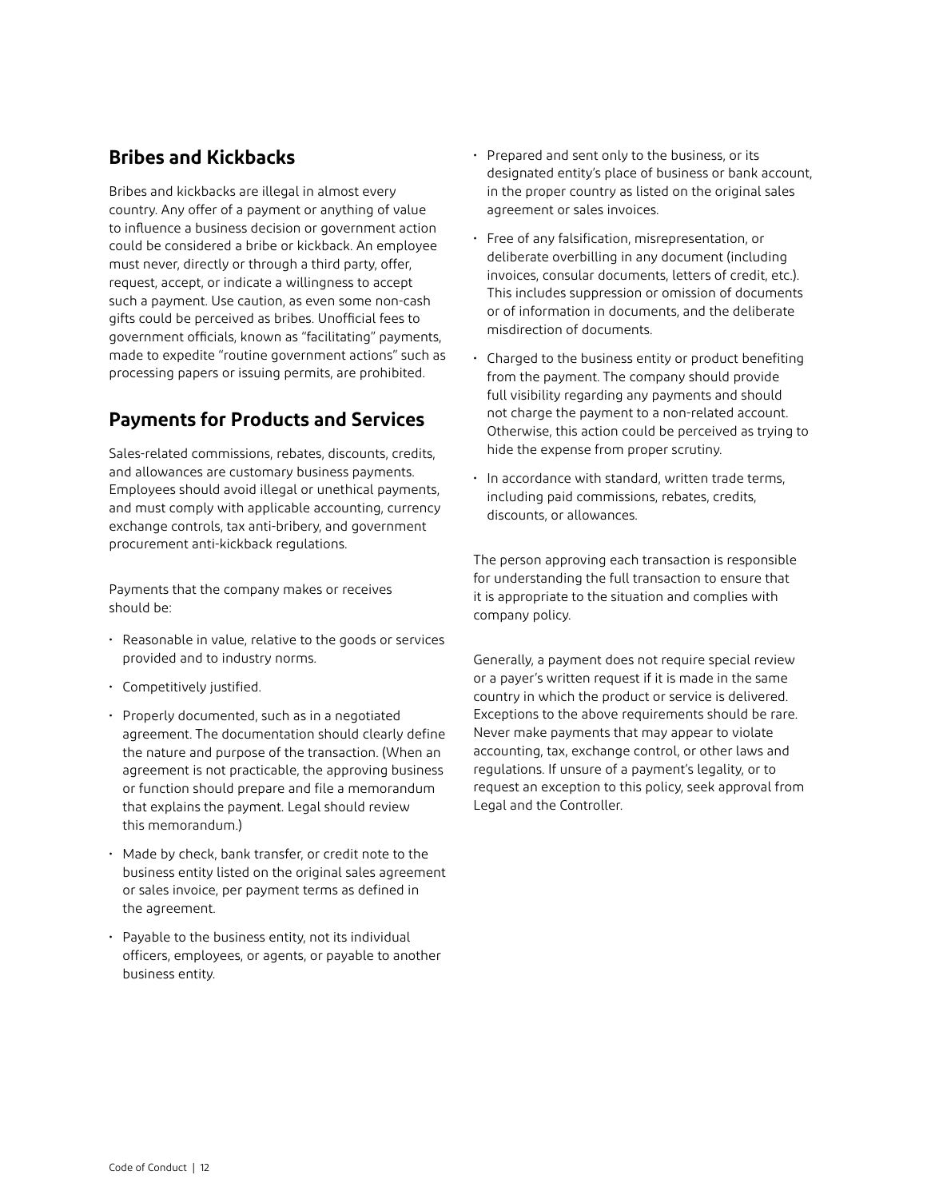## Bribes and Kickbacks

Bribes and kickbacks are illegal in almost every country. Any offer of a payment or anything of value to influence a business decision or government action could be considered a bribe or kickback. An employee must never, directly or through a third party, offer, request, accept, or indicate a willingness to accept such a payment. Use caution, as even some non-cash gifts could be perceived as bribes. Unofficial fees to government officials, known as "facilitating" payments, made to expedite "routine government actions" such as processing papers or issuing permits, are prohibited.

## Payments for Products and Services

Sales-related commissions, rebates, discounts, credits, and allowances are customary business payments. Employees should avoid illegal or unethical payments, and must comply with applicable accounting, currency exchange controls, tax anti-bribery, and government procurement anti-kickback regulations.

Payments that the company makes or receives should be:

- Reasonable in value, relative to the goods or services provided and to industry norms.
- Competitively justified.
- Properly documented, such as in a negotiated agreement. The documentation should clearly define the nature and purpose of the transaction. (When an agreement is not practicable, the approving business or function should prepare and file a memorandum that explains the payment. Legal should review this memorandum.)
- Made by check, bank transfer, or credit note to the business entity listed on the original sales agreement or sales invoice, per payment terms as defined in the agreement.
- Payable to the business entity, not its individual officers, employees, or agents, or payable to another business entity.
- Prepared and sent only to the business, or its designated entity's place of business or bank account, in the proper country as listed on the original sales agreement or sales invoices.
- Free of any falsification, misrepresentation, or deliberate overbilling in any document (including invoices, consular documents, letters of credit, etc.). This includes suppression or omission of documents or of information in documents, and the deliberate misdirection of documents.
- Charged to the business entity or product benefiting from the payment. The company should provide full visibility regarding any payments and should not charge the payment to a non-related account. Otherwise, this action could be perceived as trying to hide the expense from proper scrutiny.
- In accordance with standard, written trade terms, including paid commissions, rebates, credits, discounts, or allowances.

The person approving each transaction is responsible for understanding the full transaction to ensure that it is appropriate to the situation and complies with company policy.

Generally, a payment does not require special review or a payer's written request if it is made in the same country in which the product or service is delivered. Exceptions to the above requirements should be rare. Never make payments that may appear to violate accounting, tax, exchange control, or other laws and regulations. If unsure of a payment's legality, or to request an exception to this policy, seek approval from Legal and the Controller.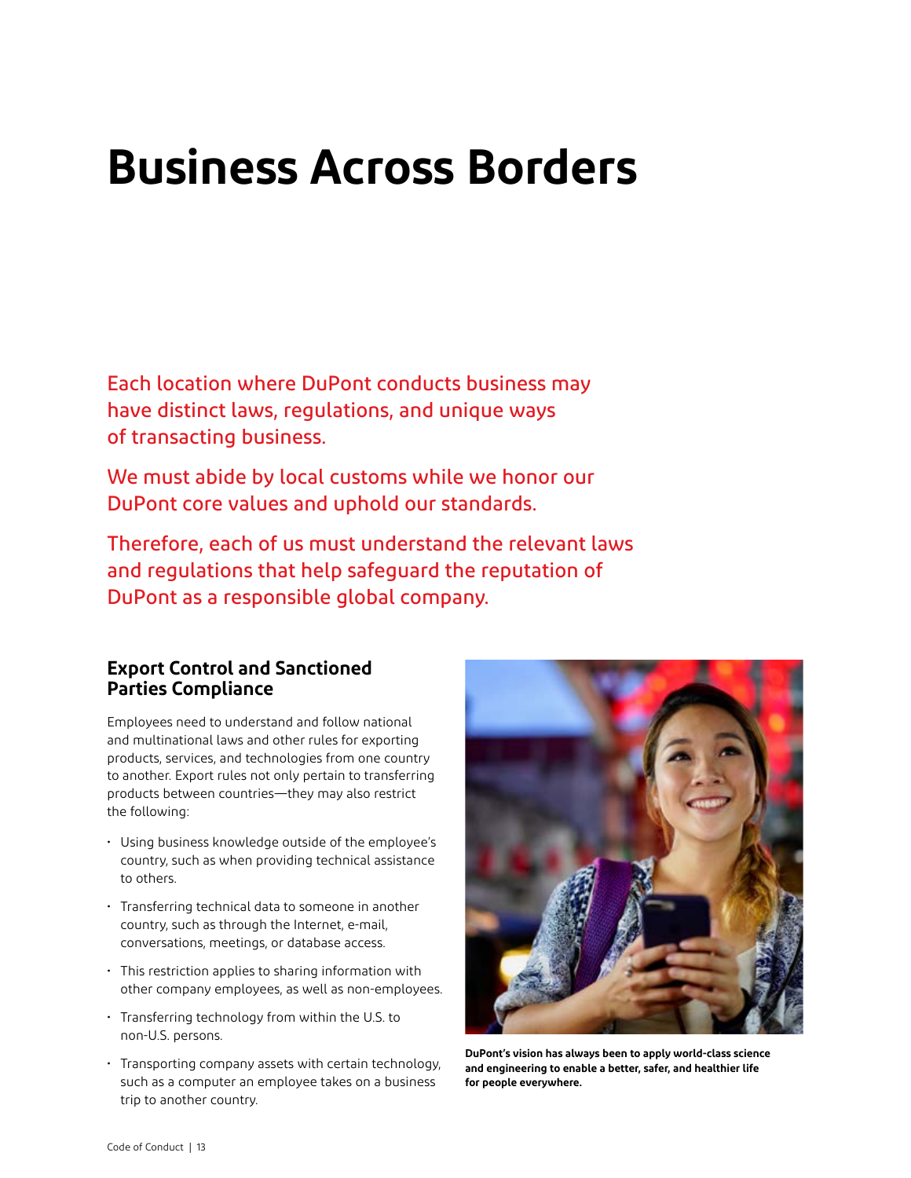# Business Across Borders

Each location where DuPont conducts business may have distinct laws, regulations, and unique ways of transacting business.

We must abide by local customs while we honor our DuPont core values and uphold our standards.

Therefore, each of us must understand the relevant laws and regulations that help safeguard the reputation of DuPont as a responsible global company.

## Export Control and Sanctioned Parties Compliance

Employees need to understand and follow national and multinational laws and other rules for exporting products, services, and technologies from one country to another. Export rules not only pertain to transferring products between countries—they may also restrict the following:

- Using business knowledge outside of the employee's country, such as when providing technical assistance to others.
- Transferring technical data to someone in another country, such as through the Internet, e-mail, conversations, meetings, or database access.
- This restriction applies to sharing information with other company employees, as well as non-employees.
- Transferring technology from within the U.S. to non-U.S. persons.
- Transporting company assets with certain technology, such as a computer an employee takes on a business trip to another country.

**DuPont's vision has always been to apply world-class science and engineering to enable a better, safer, and healthier life for people everywhere.**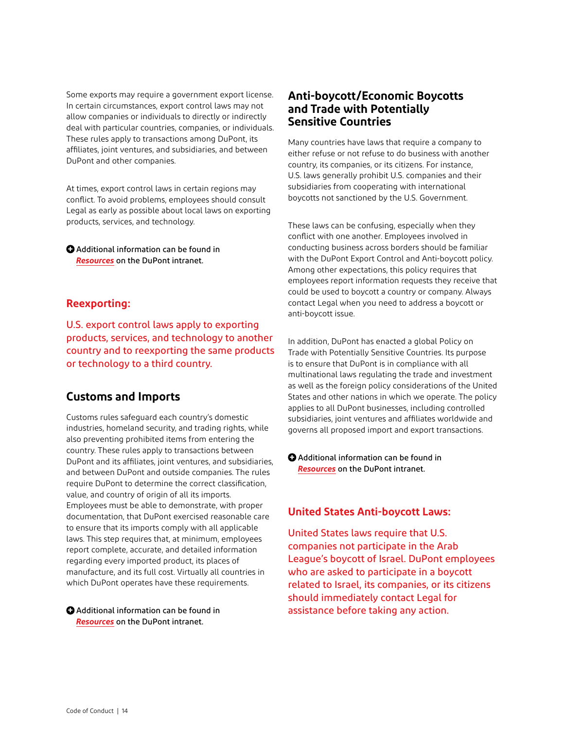Some exports may require a government export license. In certain circumstances, export control laws may not allow companies or individuals to directly or indirectly deal with particular countries, companies, or individuals. These rules apply to transactions among DuPont, its affiliates, joint ventures, and subsidiaries, and between DuPont and other companies.

At times, export control laws in certain regions may conflict. To avoid problems, employees should consult Legal as early as possible about local laws on exporting products, services, and technology.

Additional information can be found in ***Resources*** on the DuPont intranet.

### Reexporting:

U.S. export control laws apply to exporting products, services, and technology to another country and to reexporting the same products or technology to a third country.

## Customs and Imports

Customs rules safeguard each country's domestic industries, homeland security, and trading rights, while also preventing prohibited items from entering the country. These rules apply to transactions between DuPont and its affiliates, joint ventures, and subsidiaries, and between DuPont and outside companies. The rules require DuPont to determine the correct classification, value, and country of origin of all its imports. Employees must be able to demonstrate, with proper documentation, that DuPont exercised reasonable care to ensure that its imports comply with all applicable laws. This step requires that, at minimum, employees report complete, accurate, and detailed information regarding every imported product, its places of manufacture, and its full cost. Virtually all countries in which DuPont operates have these requirements.

Additional information can be found in ***Resources*** on the DuPont intranet.

## Anti-boycott/Economic Boycotts and Trade with Potentially Sensitive Countries

Many countries have laws that require a company to either refuse or not refuse to do business with another country, its companies, or its citizens. For instance, U.S. laws generally prohibit U.S. companies and their subsidiaries from cooperating with international boycotts not sanctioned by the U.S. Government.

These laws can be confusing, especially when they conflict with one another. Employees involved in conducting business across borders should be familiar with the DuPont Export Control and Anti-boycott policy. Among other expectations, this policy requires that employees report information requests they receive that could be used to boycott a country or company. Always contact Legal when you need to address a boycott or anti-boycott issue.

In addition, DuPont has enacted a global Policy on Trade with Potentially Sensitive Countries. Its purpose is to ensure that DuPont is in compliance with all multinational laws regulating the trade and investment as well as the foreign policy considerations of the United States and other nations in which we operate. The policy applies to all DuPont businesses, including controlled subsidiaries, joint ventures and affiliates worldwide and governs all proposed import and export transactions.

Additional information can be found in ***Resources*** on the DuPont intranet.

### United States Anti-boycott Laws:

United States laws require that U.S. companies not participate in the Arab League's boycott of Israel. DuPont employees who are asked to participate in a boycott related to Israel, its companies, or its citizens should immediately contact Legal for assistance before taking any action.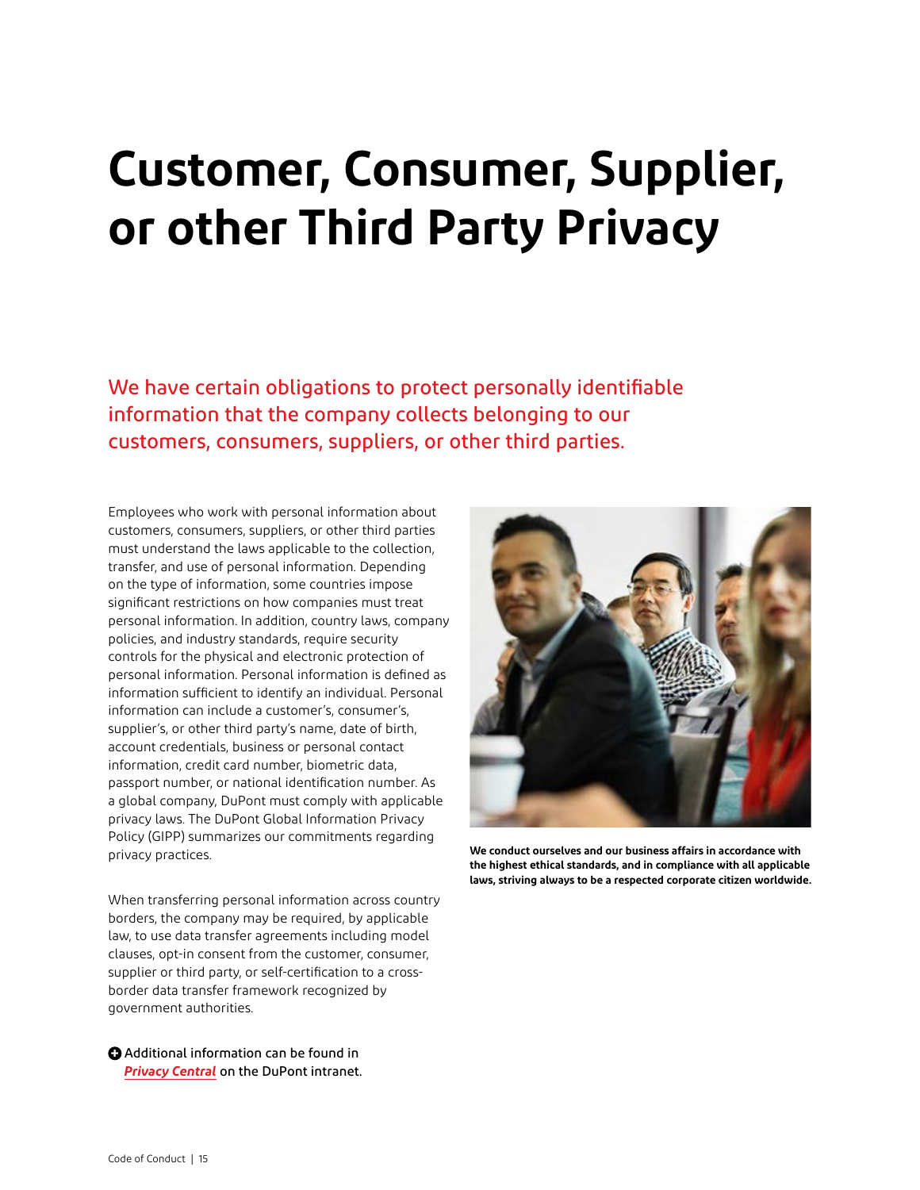# Customer, Consumer, Supplier, or other Third Party Privacy

We have certain obligations to protect personally identifiable information that the company collects belonging to our customers, consumers, suppliers, or other third parties.

Employees who work with personal information about customers, consumers, suppliers, or other third parties must understand the laws applicable to the collection, transfer, and use of personal information. Depending on the type of information, some countries impose significant restrictions on how companies must treat personal information. In addition, country laws, company policies, and industry standards, require security controls for the physical and electronic protection of personal information. Personal information is defined as information sufficient to identify an individual. Personal information can include a customer's, consumer's, supplier's, or other third party's name, date of birth, account credentials, business or personal contact information, credit card number, biometric data, passport number, or national identification number. As a global company, DuPont must comply with applicable privacy laws. The DuPont Global Information Privacy Policy (GIPP) summarizes our commitments regarding privacy practices.

When transferring personal information across country borders, the company may be required, by applicable law, to use data transfer agreements including model clauses, opt-in consent from the customer, consumer, supplier or third party, or self-certification to a cross-border data transfer framework recognized by government authorities.

Additional information can be found in ***Privacy Central*** on the DuPont intranet.

**We conduct ourselves and our business affairs in accordance with the highest ethical standards, and in compliance with all applicable laws, striving always to be a respected corporate citizen worldwide.**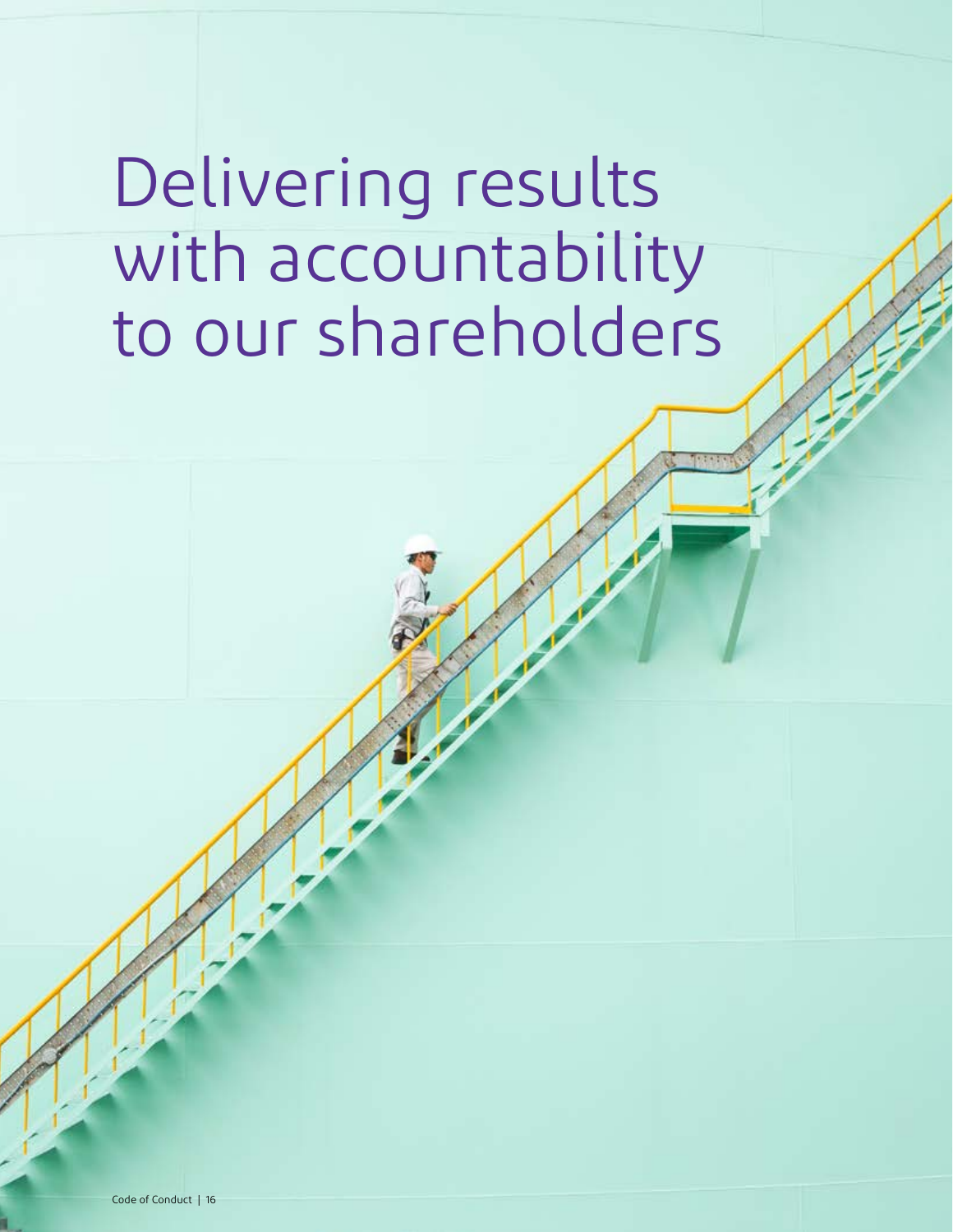# Delivering results with accountability to our shareholders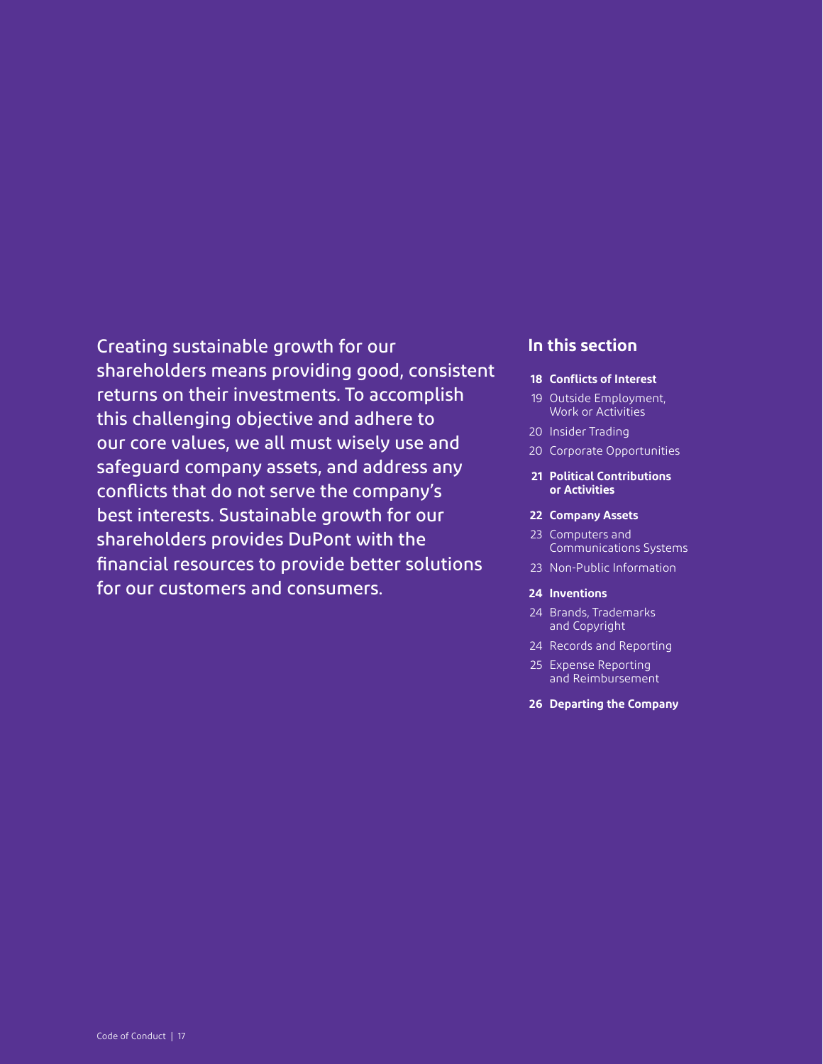Creating sustainable growth for our shareholders means providing good, consistent returns on their investments. To accomplish this challenging objective and adhere to our core values, we all must wisely use and safeguard company assets, and address any conflicts that do not serve the company's best interests. Sustainable growth for our shareholders provides DuPont with the financial resources to provide better solutions for our customers and consumers.

## In this section

- **18 Conflicts of Interest**
- 19 Outside Employment, Work or Activities
- 20 Insider Trading
- 20 Corporate Opportunities
- **21 Political Contributions or Activities**
- **22 Company Assets**
- 23 Computers and Communications Systems
- 23 Non-Public Information
- **24 Inventions**
- 24 Brands, Trademarks and Copyright
- 24 Records and Reporting
- 25 Expense Reporting and Reimbursement
- **26 Departing the Company**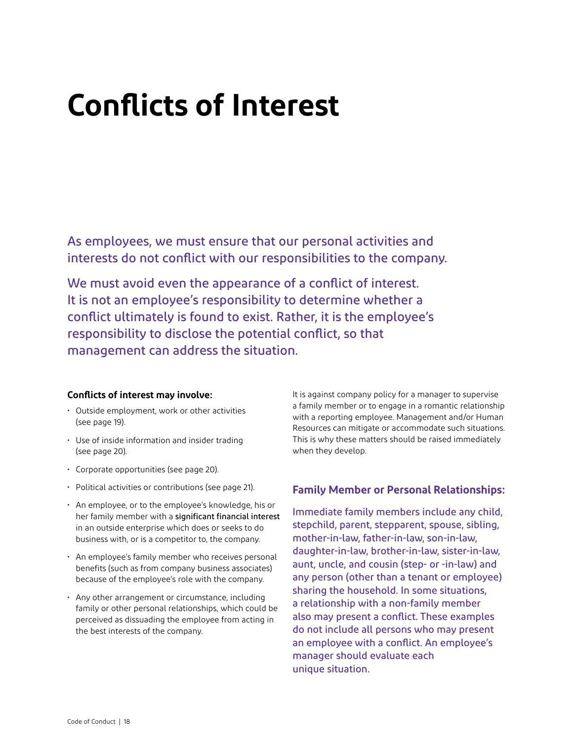# Conflicts of Interest

As employees, we must ensure that our personal activities and interests do not conflict with our responsibilities to the company.

We must avoid even the appearance of a conflict of interest. It is not an employee's responsibility to determine whether a conflict ultimately is found to exist. Rather, it is the employee's responsibility to disclose the potential conflict, so that management can address the situation.

**Conflicts of interest may involve:**

- Outside employment, work or other activities (see page 19).
- Use of inside information and insider trading (see page 20).
- Corporate opportunities (see page 20).
- Political activities or contributions (see page 21).
- An employee, or to the employee's knowledge, his or her family member with a **significant financial interest** in an outside enterprise which does or seeks to do business with, or is a competitor to, the company.
- An employee's family member who receives personal benefits (such as from company business associates) because of the employee's role with the company.
- Any other arrangement or circumstance, including family or other personal relationships, which could be perceived as dissuading the employee from acting in the best interests of the company.

It is against company policy for a manager to supervise a family member or to engage in a romantic relationship with a reporting employee. Management and/or Human Resources can mitigate or accommodate such situations. This is why these matters should be raised immediately when they develop.

### Family Member or Personal Relationships:

Immediate family members include any child, stepchild, parent, stepparent, spouse, sibling, mother-in-law, father-in-law, son-in-law, daughter-in-law, brother-in-law, sister-in-law, aunt, uncle, and cousin (step- or -in-law) and any person (other than a tenant or employee) sharing the household. In some situations, a relationship with a non-family member also may present a conflict. These examples do not include all persons who may present an employee with a conflict. An employee's manager should evaluate each unique situation.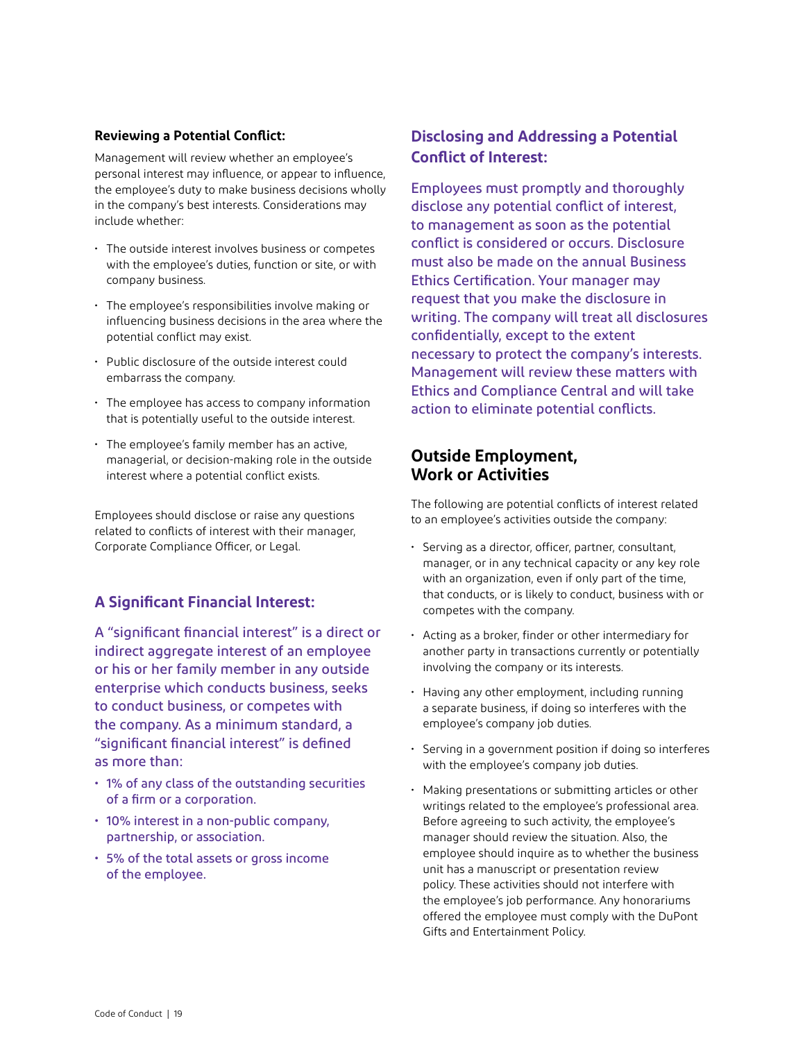### Reviewing a Potential Conflict:

Management will review whether an employee's personal interest may influence, or appear to influence, the employee's duty to make business decisions wholly in the company's best interests. Considerations may include whether:

- The outside interest involves business or competes with the employee's duties, function or site, or with company business.
- The employee's responsibilities involve making or influencing business decisions in the area where the potential conflict may exist.
- Public disclosure of the outside interest could embarrass the company.
- The employee has access to company information that is potentially useful to the outside interest.
- The employee's family member has an active, managerial, or decision-making role in the outside interest where a potential conflict exists.

Employees should disclose or raise any questions related to conflicts of interest with their manager, Corporate Compliance Officer, or Legal.

### A Significant Financial Interest:

A "significant financial interest" is a direct or indirect aggregate interest of an employee or his or her family member in any outside enterprise which conducts business, seeks to conduct business, or competes with the company. As a minimum standard, a "significant financial interest" is defined as more than:

- 1% of any class of the outstanding securities of a firm or a corporation.
- 10% interest in a non-public company, partnership, or association.
- 5% of the total assets or gross income of the employee.

### Disclosing and Addressing a Potential Conflict of Interest:

Employees must promptly and thoroughly disclose any potential conflict of interest, to management as soon as the potential conflict is considered or occurs. Disclosure must also be made on the annual Business Ethics Certification. Your manager may request that you make the disclosure in writing. The company will treat all disclosures confidentially, except to the extent necessary to protect the company's interests. Management will review these matters with Ethics and Compliance Central and will take action to eliminate potential conflicts.

## Outside Employment, Work or Activities

The following are potential conflicts of interest related to an employee's activities outside the company:

- Serving as a director, officer, partner, consultant, manager, or in any technical capacity or any key role with an organization, even if only part of the time, that conducts, or is likely to conduct, business with or competes with the company.
- Acting as a broker, finder or other intermediary for another party in transactions currently or potentially involving the company or its interests.
- Having any other employment, including running a separate business, if doing so interferes with the employee's company job duties.
- Serving in a government position if doing so interferes with the employee's company job duties.
- Making presentations or submitting articles or other writings related to the employee's professional area. Before agreeing to such activity, the employee's manager should review the situation. Also, the employee should inquire as to whether the business unit has a manuscript or presentation review policy. These activities should not interfere with the employee's job performance. Any honorariums offered the employee must comply with the DuPont Gifts and Entertainment Policy.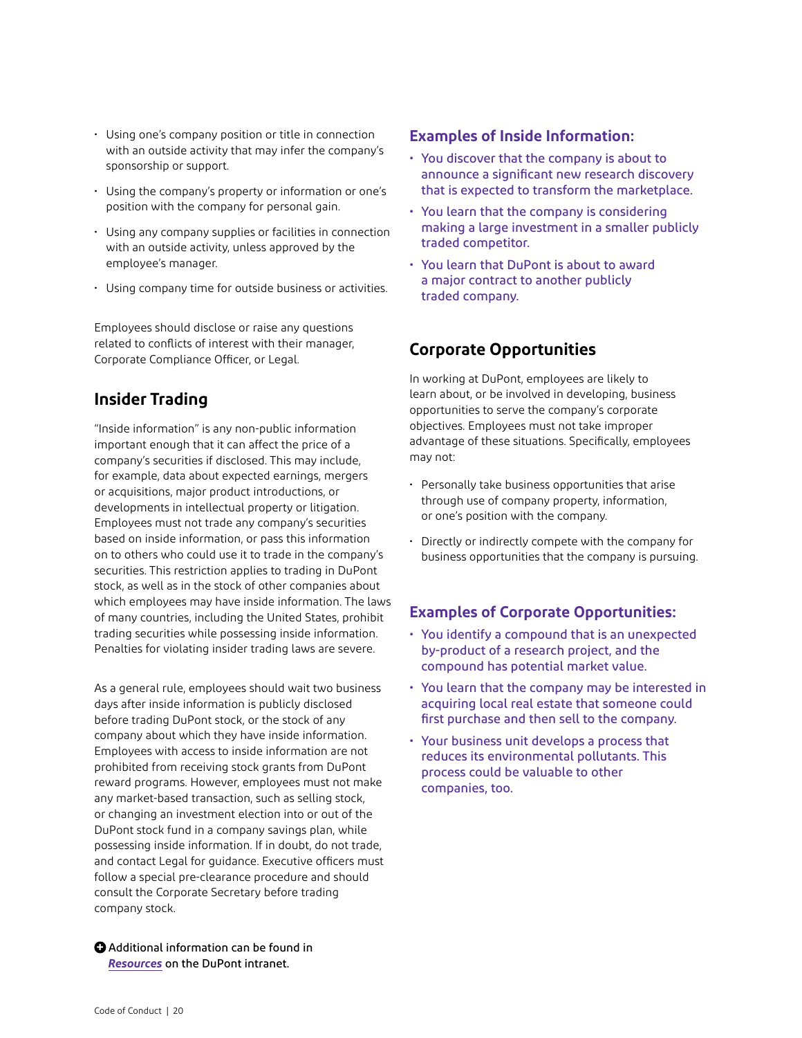- Using one's company position or title in connection with an outside activity that may infer the company's sponsorship or support.
- Using the company's property or information or one's position with the company for personal gain.
- Using any company supplies or facilities in connection with an outside activity, unless approved by the employee's manager.
- Using company time for outside business or activities.

Employees should disclose or raise any questions related to conflicts of interest with their manager, Corporate Compliance Officer, or Legal.

## Insider Trading

"Inside information" is any non-public information important enough that it can affect the price of a company's securities if disclosed. This may include, for example, data about expected earnings, mergers or acquisitions, major product introductions, or developments in intellectual property or litigation. Employees must not trade any company's securities based on inside information, or pass this information on to others who could use it to trade in the company's securities. This restriction applies to trading in DuPont stock, as well as in the stock of other companies about which employees may have inside information. The laws of many countries, including the United States, prohibit trading securities while possessing inside information. Penalties for violating insider trading laws are severe.

As a general rule, employees should wait two business days after inside information is publicly disclosed before trading DuPont stock, or the stock of any company about which they have inside information. Employees with access to inside information are not prohibited from receiving stock grants from DuPont reward programs. However, employees must not make any market-based transaction, such as selling stock, or changing an investment election into or out of the DuPont stock fund in a company savings plan, while possessing inside information. If in doubt, do not trade, and contact Legal for guidance. Executive officers must follow a special pre-clearance procedure and should consult the Corporate Secretary before trading company stock.

Additional information can be found in ***Resources*** on the DuPont intranet.

### Examples of Inside Information:

- You discover that the company is about to announce a significant new research discovery that is expected to transform the marketplace.
- You learn that the company is considering making a large investment in a smaller publicly traded competitor.
- You learn that DuPont is about to award a major contract to another publicly traded company.

## Corporate Opportunities

In working at DuPont, employees are likely to learn about, or be involved in developing, business opportunities to serve the company's corporate objectives. Employees must not take improper advantage of these situations. Specifically, employees may not:

- Personally take business opportunities that arise through use of company property, information, or one's position with the company.
- Directly or indirectly compete with the company for business opportunities that the company is pursuing.

### Examples of Corporate Opportunities:

- You identify a compound that is an unexpected by-product of a research project, and the compound has potential market value.
- You learn that the company may be interested in acquiring local real estate that someone could first purchase and then sell to the company.
- Your business unit develops a process that reduces its environmental pollutants. This process could be valuable to other companies, too.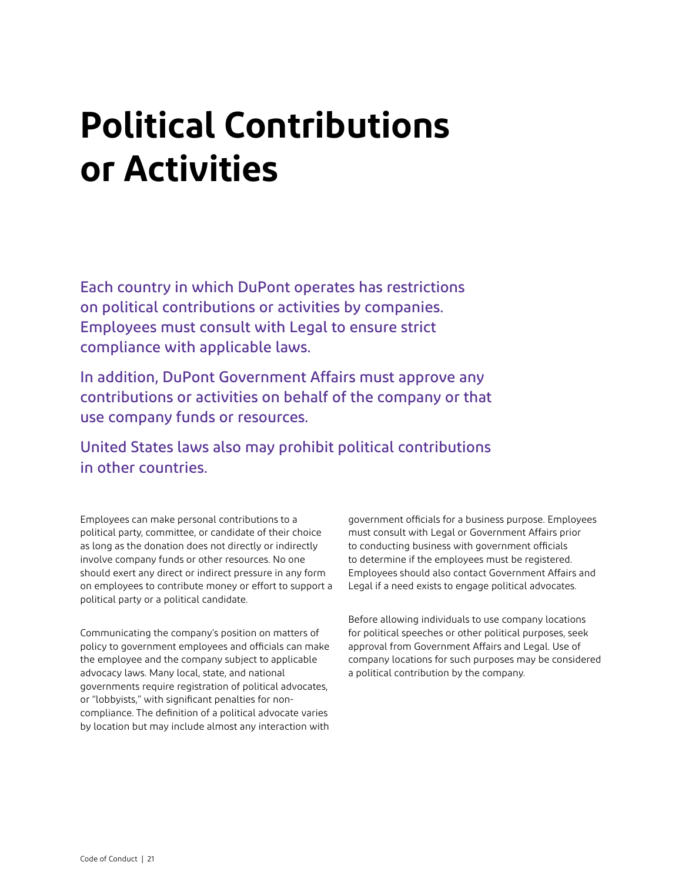# Political Contributions or Activities

Each country in which DuPont operates has restrictions on political contributions or activities by companies. Employees must consult with Legal to ensure strict compliance with applicable laws.

In addition, DuPont Government Affairs must approve any contributions or activities on behalf of the company or that use company funds or resources.

United States laws also may prohibit political contributions in other countries.

Employees can make personal contributions to a political party, committee, or candidate of their choice as long as the donation does not directly or indirectly involve company funds or other resources. No one should exert any direct or indirect pressure in any form on employees to contribute money or effort to support a political party or a political candidate.

Communicating the company's position on matters of policy to government employees and officials can make the employee and the company subject to applicable advocacy laws. Many local, state, and national governments require registration of political advocates, or "lobbyists," with significant penalties for non-compliance. The definition of a political advocate varies by location but may include almost any interaction with government officials for a business purpose. Employees must consult with Legal or Government Affairs prior to conducting business with government officials to determine if the employees must be registered. Employees should also contact Government Affairs and Legal if a need exists to engage political advocates.

Before allowing individuals to use company locations for political speeches or other political purposes, seek approval from Government Affairs and Legal. Use of company locations for such purposes may be considered a political contribution by the company.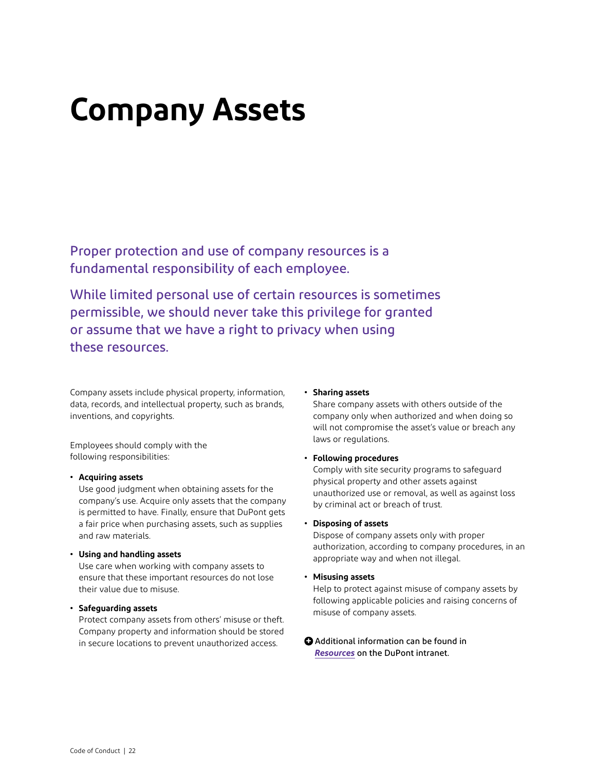# Company Assets

Proper protection and use of company resources is a fundamental responsibility of each employee.

While limited personal use of certain resources is sometimes permissible, we should never take this privilege for granted or assume that we have a right to privacy when using these resources.

Company assets include physical property, information, data, records, and intellectual property, such as brands, inventions, and copyrights.

Employees should comply with the following responsibilities:

- **Acquiring assets**
  Use good judgment when obtaining assets for the company's use. Acquire only assets that the company is permitted to have. Finally, ensure that DuPont gets a fair price when purchasing assets, such as supplies and raw materials.
- **Using and handling assets**
  Use care when working with company assets to ensure that these important resources do not lose their value due to misuse.
- **Safeguarding assets**
  Protect company assets from others' misuse or theft. Company property and information should be stored in secure locations to prevent unauthorized access.
- **Sharing assets**
  Share company assets with others outside of the company only when authorized and when doing so will not compromise the asset's value or breach any laws or regulations.
- **Following procedures**
  Comply with site security programs to safeguard physical property and other assets against unauthorized use or removal, as well as against loss by criminal act or breach of trust.
- **Disposing of assets**
  Dispose of company assets only with proper authorization, according to company procedures, in an appropriate way and when not illegal.
- **Misusing assets**
  Help to protect against misuse of company assets by following applicable policies and raising concerns of misuse of company assets.

Additional information can be found in ***Resources*** on the DuPont intranet.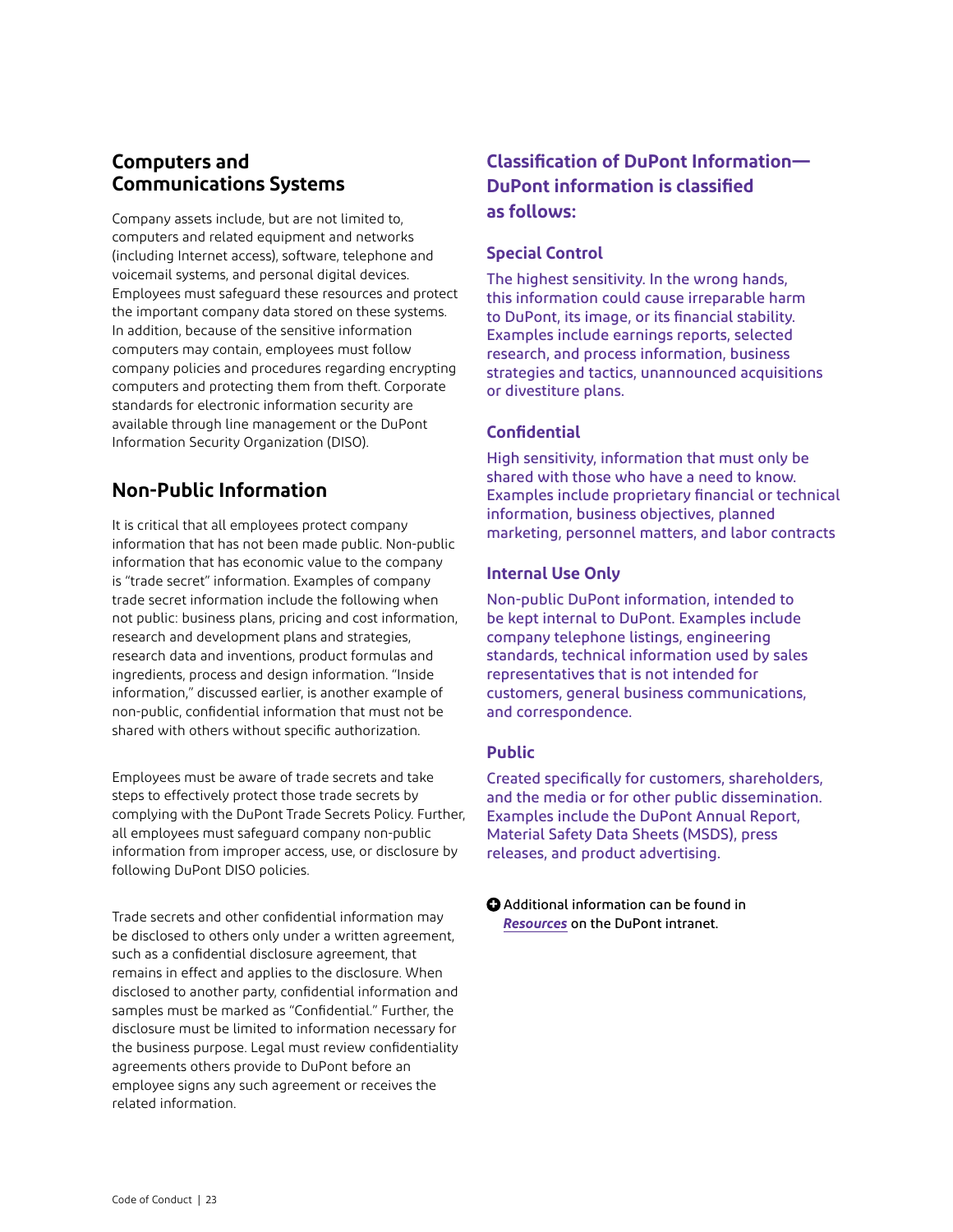## Computers and Communications Systems

Company assets include, but are not limited to, computers and related equipment and networks (including Internet access), software, telephone and voicemail systems, and personal digital devices. Employees must safeguard these resources and protect the important company data stored on these systems. In addition, because of the sensitive information computers may contain, employees must follow company policies and procedures regarding encrypting computers and protecting them from theft. Corporate standards for electronic information security are available through line management or the DuPont Information Security Organization (DISO).

## Non-Public Information

It is critical that all employees protect company information that has not been made public. Non-public information that has economic value to the company is "trade secret" information. Examples of company trade secret information include the following when not public: business plans, pricing and cost information, research and development plans and strategies, research data and inventions, product formulas and ingredients, process and design information. "Inside information," discussed earlier, is another example of non-public, confidential information that must not be shared with others without specific authorization.

Employees must be aware of trade secrets and take steps to effectively protect those trade secrets by complying with the DuPont Trade Secrets Policy. Further, all employees must safeguard company non-public information from improper access, use, or disclosure by following DuPont DISO policies.

Trade secrets and other confidential information may be disclosed to others only under a written agreement, such as a confidential disclosure agreement, that remains in effect and applies to the disclosure. When disclosed to another party, confidential information and samples must be marked as "Confidential." Further, the disclosure must be limited to information necessary for the business purpose. Legal must review confidentiality agreements others provide to DuPont before an employee signs any such agreement or receives the related information.

### Classification of DuPont Information—DuPont information is classified as follows:

#### Special Control

The highest sensitivity. In the wrong hands, this information could cause irreparable harm to DuPont, its image, or its financial stability. Examples include earnings reports, selected research, and process information, business strategies and tactics, unannounced acquisitions or divestiture plans.

#### Confidential

High sensitivity, information that must only be shared with those who have a need to know. Examples include proprietary financial or technical information, business objectives, planned marketing, personnel matters, and labor contracts

#### Internal Use Only

Non-public DuPont information, intended to be kept internal to DuPont. Examples include company telephone listings, engineering standards, technical information used by sales representatives that is not intended for customers, general business communications, and correspondence.

#### Public

Created specifically for customers, shareholders, and the media or for other public dissemination. Examples include the DuPont Annual Report, Material Safety Data Sheets (MSDS), press releases, and product advertising.

Additional information can be found in ***Resources*** on the DuPont intranet.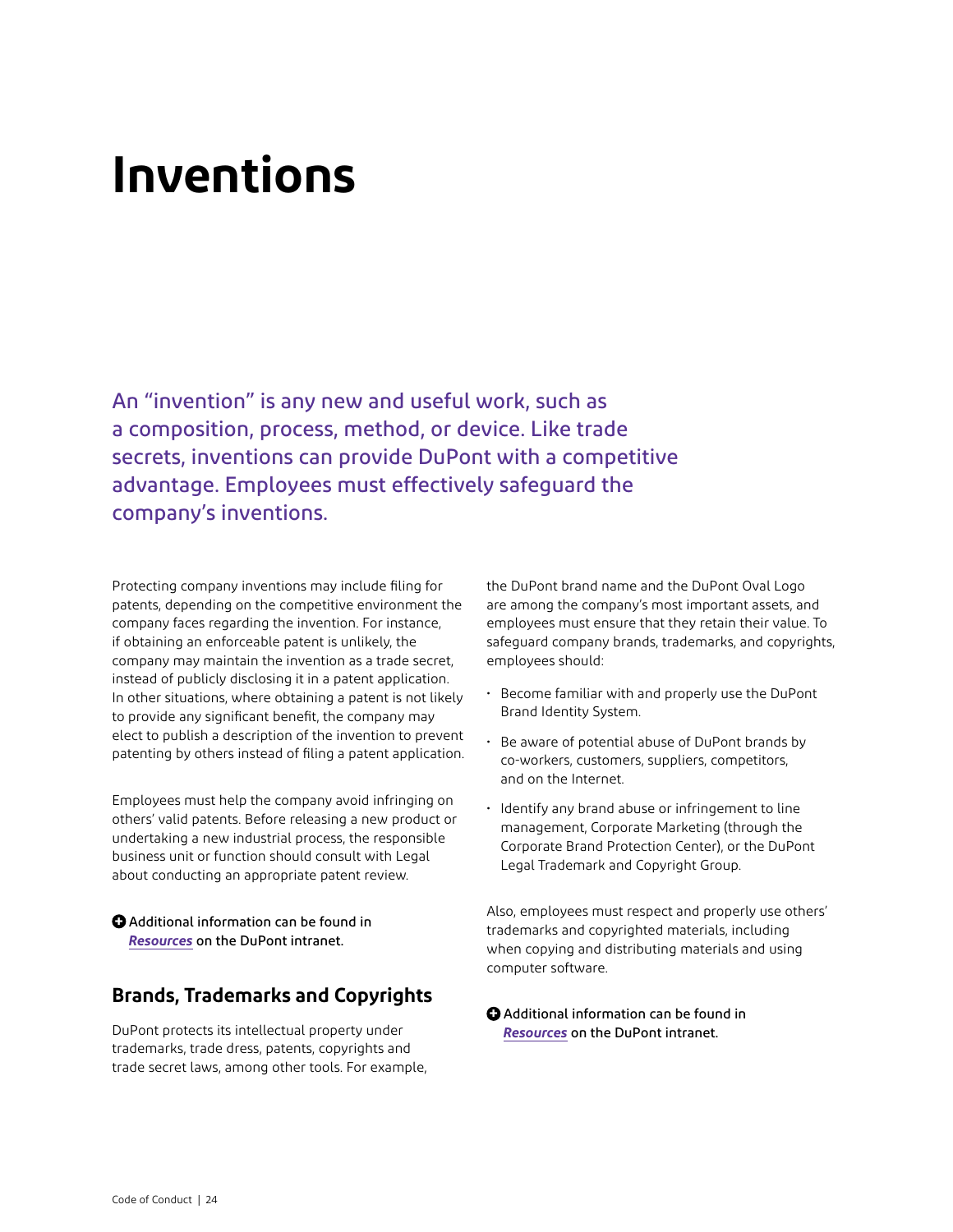# Inventions

An "invention" is any new and useful work, such as a composition, process, method, or device. Like trade secrets, inventions can provide DuPont with a competitive advantage. Employees must effectively safeguard the company's inventions.

Protecting company inventions may include filing for patents, depending on the competitive environment the company faces regarding the invention. For instance, if obtaining an enforceable patent is unlikely, the company may maintain the invention as a trade secret, instead of publicly disclosing it in a patent application. In other situations, where obtaining a patent is not likely to provide any significant benefit, the company may elect to publish a description of the invention to prevent patenting by others instead of filing a patent application.

Employees must help the company avoid infringing on others' valid patents. Before releasing a new product or undertaking a new industrial process, the responsible business unit or function should consult with Legal about conducting an appropriate patent review.

**Additional information can be found in *Resources* on the DuPont intranet.**

## Brands, Trademarks and Copyrights

DuPont protects its intellectual property under trademarks, trade dress, patents, copyrights and trade secret laws, among other tools. For example, the DuPont brand name and the DuPont Oval Logo are among the company's most important assets, and employees must ensure that they retain their value. To safeguard company brands, trademarks, and copyrights, employees should:

- Become familiar with and properly use the DuPont Brand Identity System.
- Be aware of potential abuse of DuPont brands by co-workers, customers, suppliers, competitors, and on the Internet.
- Identify any brand abuse or infringement to line management, Corporate Marketing (through the Corporate Brand Protection Center), or the DuPont Legal Trademark and Copyright Group.

Also, employees must respect and properly use others' trademarks and copyrighted materials, including when copying and distributing materials and using computer software.

**Additional information can be found in *Resources* on the DuPont intranet.**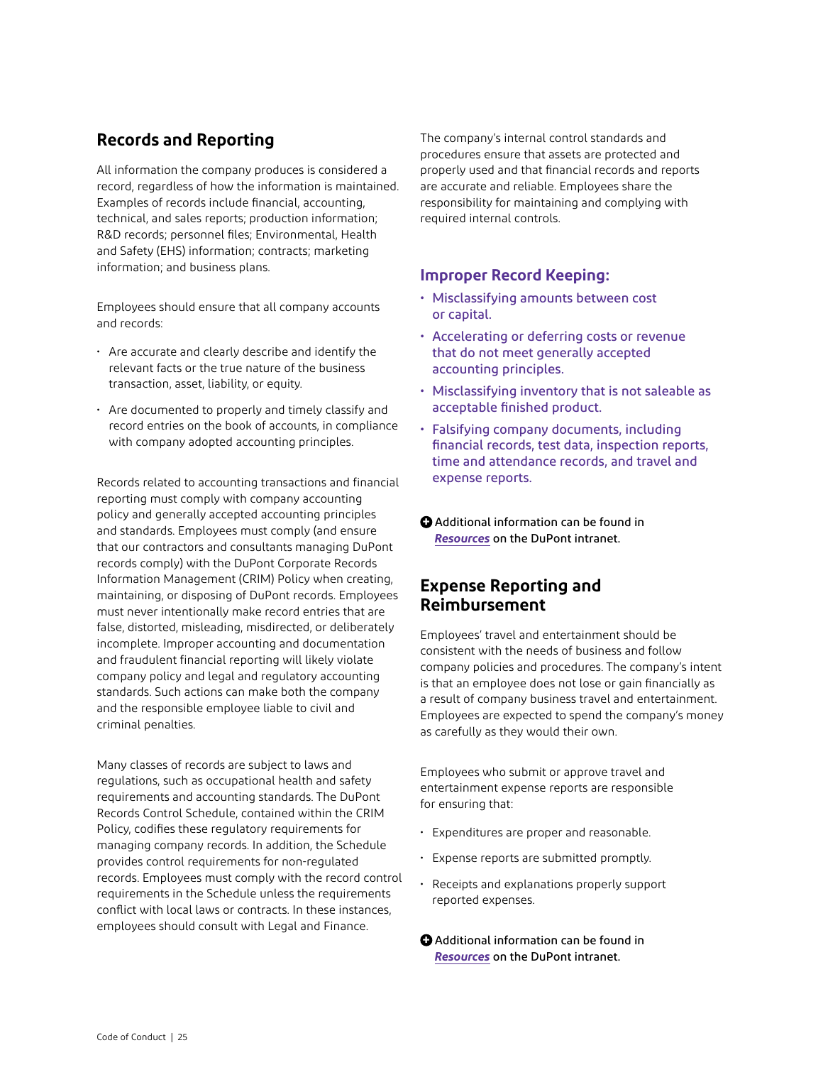## Records and Reporting

All information the company produces is considered a record, regardless of how the information is maintained. Examples of records include financial, accounting, technical, and sales reports; production information; R&D records; personnel files; Environmental, Health and Safety (EHS) information; contracts; marketing information; and business plans.

Employees should ensure that all company accounts and records:

- Are accurate and clearly describe and identify the relevant facts or the true nature of the business transaction, asset, liability, or equity.
- Are documented to properly and timely classify and record entries on the book of accounts, in compliance with company adopted accounting principles.

Records related to accounting transactions and financial reporting must comply with company accounting policy and generally accepted accounting principles and standards. Employees must comply (and ensure that our contractors and consultants managing DuPont records comply) with the DuPont Corporate Records Information Management (CRIM) Policy when creating, maintaining, or disposing of DuPont records. Employees must never intentionally make record entries that are false, distorted, misleading, misdirected, or deliberately incomplete. Improper accounting and documentation and fraudulent financial reporting will likely violate company policy and legal and regulatory accounting standards. Such actions can make both the company and the responsible employee liable to civil and criminal penalties.

Many classes of records are subject to laws and regulations, such as occupational health and safety requirements and accounting standards. The DuPont Records Control Schedule, contained within the CRIM Policy, codifies these regulatory requirements for managing company records. In addition, the Schedule provides control requirements for non-regulated records. Employees must comply with the record control requirements in the Schedule unless the requirements conflict with local laws or contracts. In these instances, employees should consult with Legal and Finance.

The company's internal control standards and procedures ensure that assets are protected and properly used and that financial records and reports are accurate and reliable. Employees share the responsibility for maintaining and complying with required internal controls.

### Improper Record Keeping:

- Misclassifying amounts between cost or capital.
- Accelerating or deferring costs or revenue that do not meet generally accepted accounting principles.
- Misclassifying inventory that is not saleable as acceptable finished product.
- Falsifying company documents, including financial records, test data, inspection reports, time and attendance records, and travel and expense reports.

Additional information can be found in ***Resources*** on the DuPont intranet.

## Expense Reporting and Reimbursement

Employees' travel and entertainment should be consistent with the needs of business and follow company policies and procedures. The company's intent is that an employee does not lose or gain financially as a result of company business travel and entertainment. Employees are expected to spend the company's money as carefully as they would their own.

Employees who submit or approve travel and entertainment expense reports are responsible for ensuring that:

- Expenditures are proper and reasonable.
- Expense reports are submitted promptly.
- Receipts and explanations properly support reported expenses.

Additional information can be found in ***Resources*** on the DuPont intranet.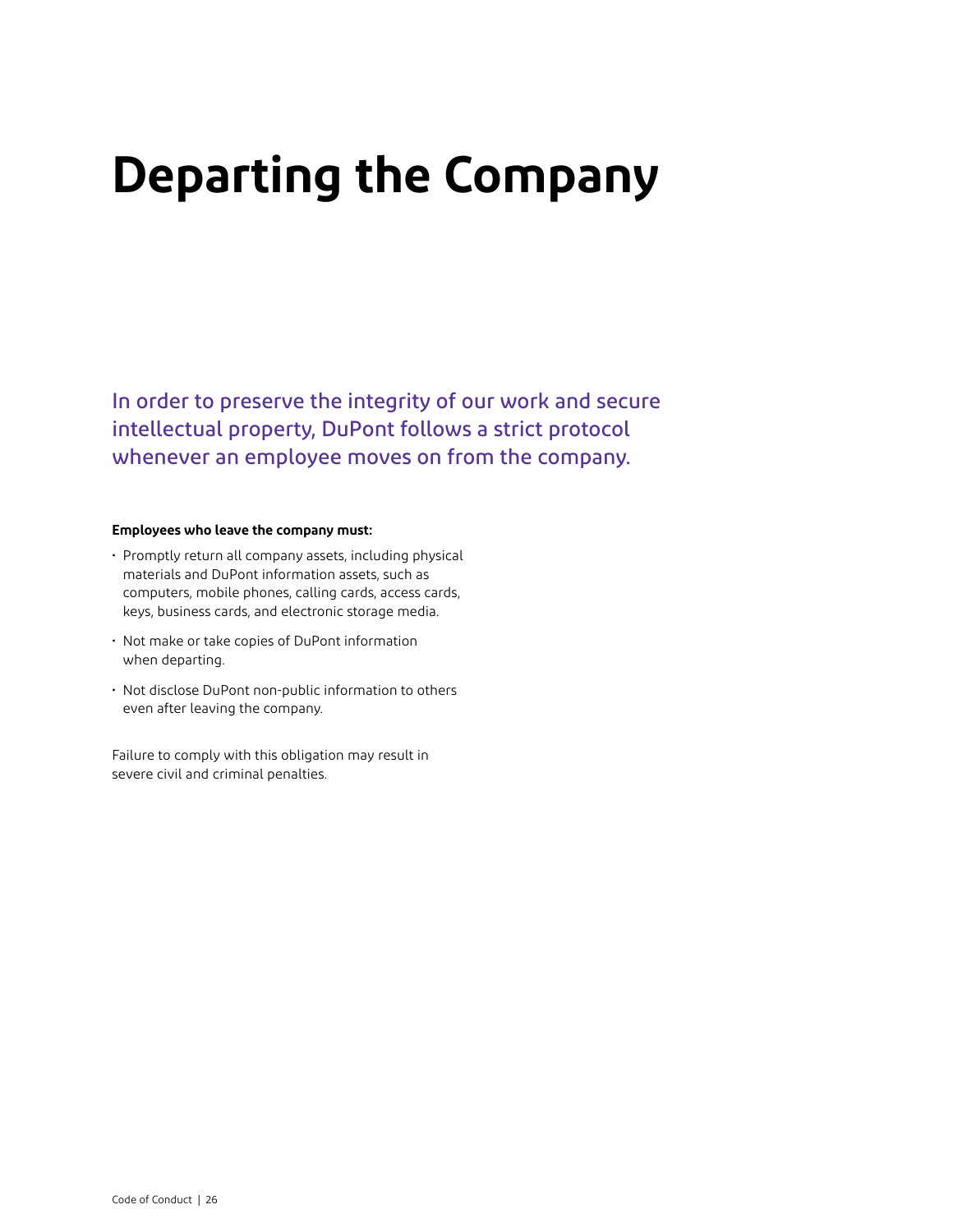# Departing the Company

In order to preserve the integrity of our work and secure intellectual property, DuPont follows a strict protocol whenever an employee moves on from the company.

**Employees who leave the company must:**

- Promptly return all company assets, including physical materials and DuPont information assets, such as computers, mobile phones, calling cards, access cards, keys, business cards, and electronic storage media.
- Not make or take copies of DuPont information when departing.
- Not disclose DuPont non-public information to others even after leaving the company.

Failure to comply with this obligation may result in severe civil and criminal penalties.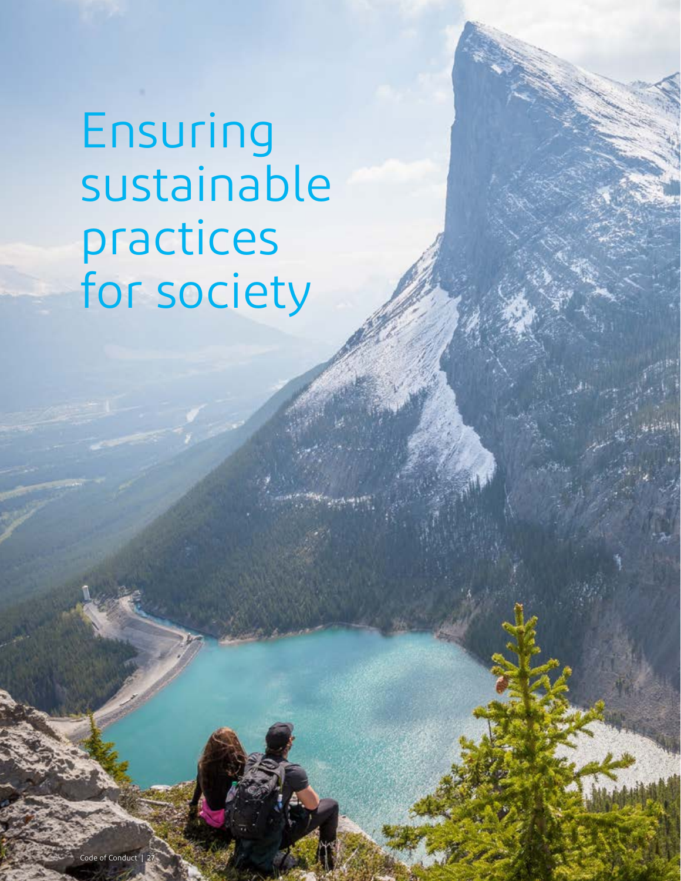# Ensuring sustainable practices for society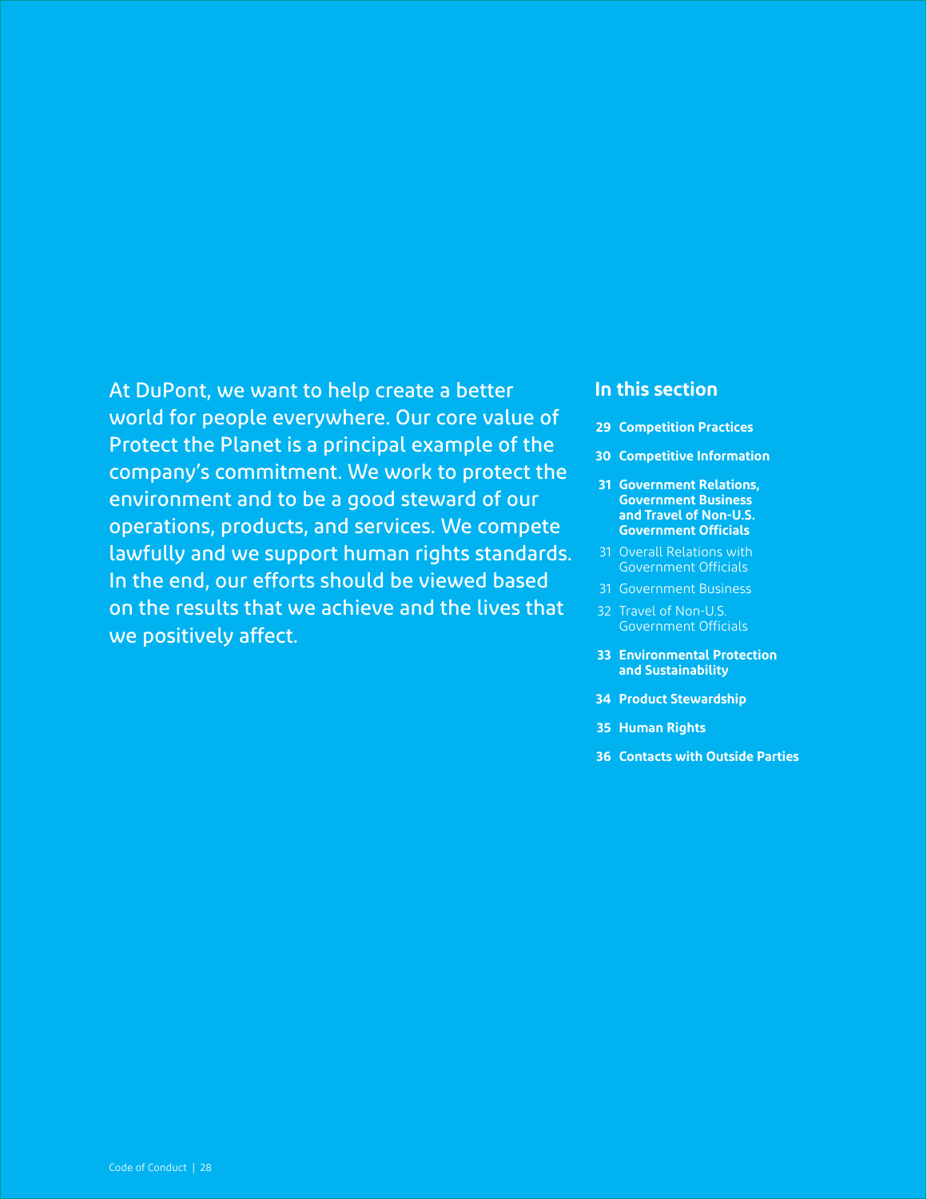At DuPont, we want to help create a better world for people everywhere. Our core value of Protect the Planet is a principal example of the company's commitment. We work to protect the environment and to be a good steward of our operations, products, and services. We compete lawfully and we support human rights standards. In the end, our efforts should be viewed based on the results that we achieve and the lives that we positively affect.

## In this section

- **29 Competition Practices**
- **30 Competitive Information**
- **31 Government Relations, Government Business and Travel of Non-U.S. Government Officials**
  - 31 Overall Relations with Government Officials
  - 31 Government Business
  - 32 Travel of Non-U.S. Government Officials
- **33 Environmental Protection and Sustainability**
- **34 Product Stewardship**
- **35 Human Rights**
- **36 Contacts with Outside Parties**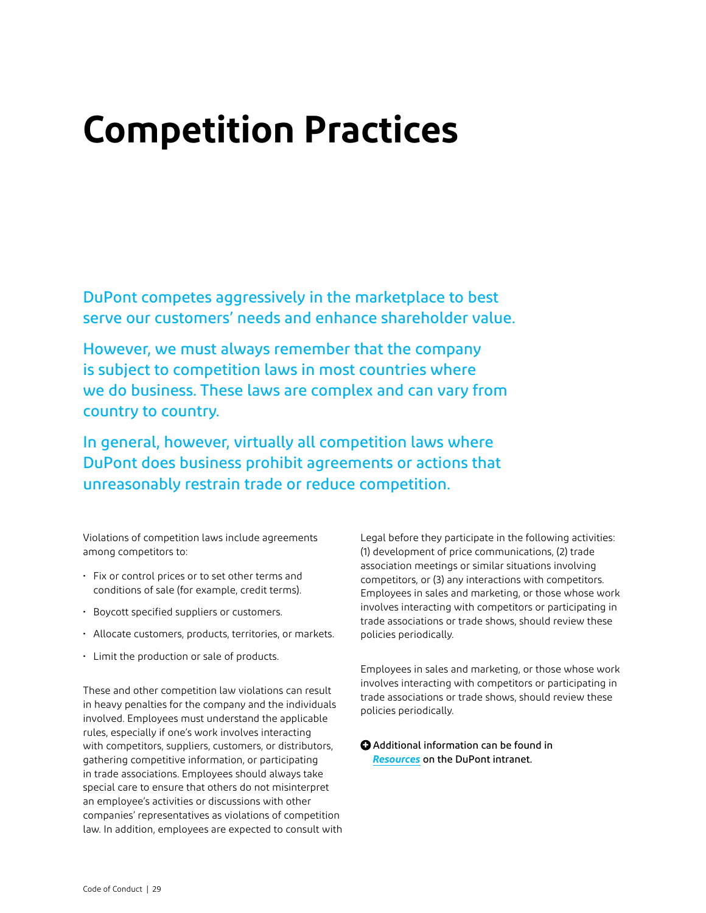# Competition Practices

DuPont competes aggressively in the marketplace to best serve our customers' needs and enhance shareholder value.

However, we must always remember that the company is subject to competition laws in most countries where we do business. These laws are complex and can vary from country to country.

In general, however, virtually all competition laws where DuPont does business prohibit agreements or actions that unreasonably restrain trade or reduce competition.

Violations of competition laws include agreements among competitors to:

- Fix or control prices or to set other terms and conditions of sale (for example, credit terms).
- Boycott specified suppliers or customers.
- Allocate customers, products, territories, or markets.
- Limit the production or sale of products.

These and other competition law violations can result in heavy penalties for the company and the individuals involved. Employees must understand the applicable rules, especially if one's work involves interacting with competitors, suppliers, customers, or distributors, gathering competitive information, or participating in trade associations. Employees should always take special care to ensure that others do not misinterpret an employee's activities or discussions with other companies' representatives as violations of competition law. In addition, employees are expected to consult with Legal before they participate in the following activities: (1) development of price communications, (2) trade association meetings or similar situations involving competitors, or (3) any interactions with competitors. Employees in sales and marketing, or those whose work involves interacting with competitors or participating in trade associations or trade shows, should review these policies periodically.

Employees in sales and marketing, or those whose work involves interacting with competitors or participating in trade associations or trade shows, should review these policies periodically.

**Additional information can be found in *Resources* on the DuPont intranet.**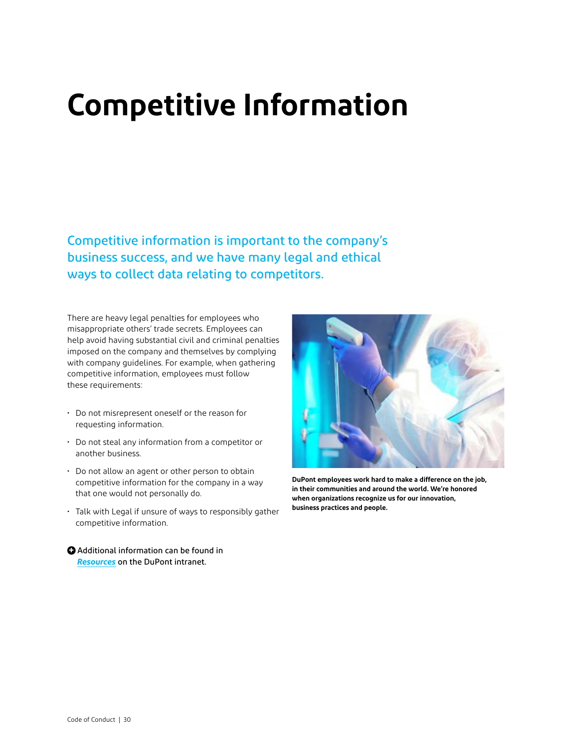# Competitive Information

## Competitive information is important to the company's business success, and we have many legal and ethical ways to collect data relating to competitors.

There are heavy legal penalties for employees who misappropriate others' trade secrets. Employees can help avoid having substantial civil and criminal penalties imposed on the company and themselves by complying with company guidelines. For example, when gathering competitive information, employees must follow these requirements:

- Do not misrepresent oneself or the reason for requesting information.
- Do not steal any information from a competitor or another business.
- Do not allow an agent or other person to obtain competitive information for the company in a way that one would not personally do.
- Talk with Legal if unsure of ways to responsibly gather competitive information.

Additional information can be found in ***Resources*** on the DuPont intranet.

**DuPont employees work hard to make a difference on the job, in their communities and around the world. We're honored when organizations recognize us for our innovation, business practices and people.**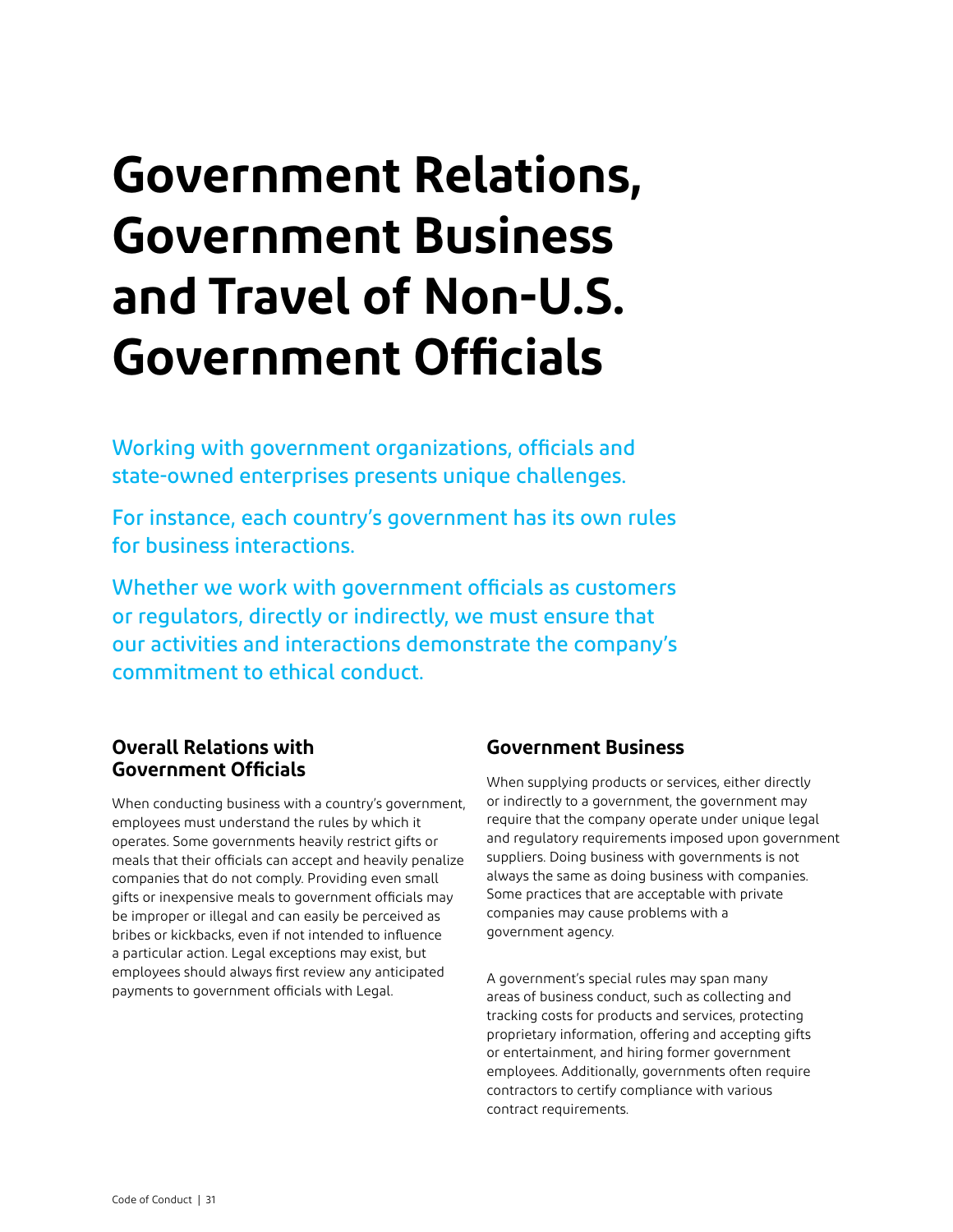# Government Relations, Government Business and Travel of Non-U.S. Government Officials

Working with government organizations, officials and state-owned enterprises presents unique challenges.

For instance, each country's government has its own rules for business interactions.

Whether we work with government officials as customers or regulators, directly or indirectly, we must ensure that our activities and interactions demonstrate the company's commitment to ethical conduct.

## Overall Relations with Government Officials

When conducting business with a country's government, employees must understand the rules by which it operates. Some governments heavily restrict gifts or meals that their officials can accept and heavily penalize companies that do not comply. Providing even small gifts or inexpensive meals to government officials may be improper or illegal and can easily be perceived as bribes or kickbacks, even if not intended to influence a particular action. Legal exceptions may exist, but employees should always first review any anticipated payments to government officials with Legal.

## Government Business

When supplying products or services, either directly or indirectly to a government, the government may require that the company operate under unique legal and regulatory requirements imposed upon government suppliers. Doing business with governments is not always the same as doing business with companies. Some practices that are acceptable with private companies may cause problems with a government agency.

A government's special rules may span many areas of business conduct, such as collecting and tracking costs for products and services, protecting proprietary information, offering and accepting gifts or entertainment, and hiring former government employees. Additionally, governments often require contractors to certify compliance with various contract requirements.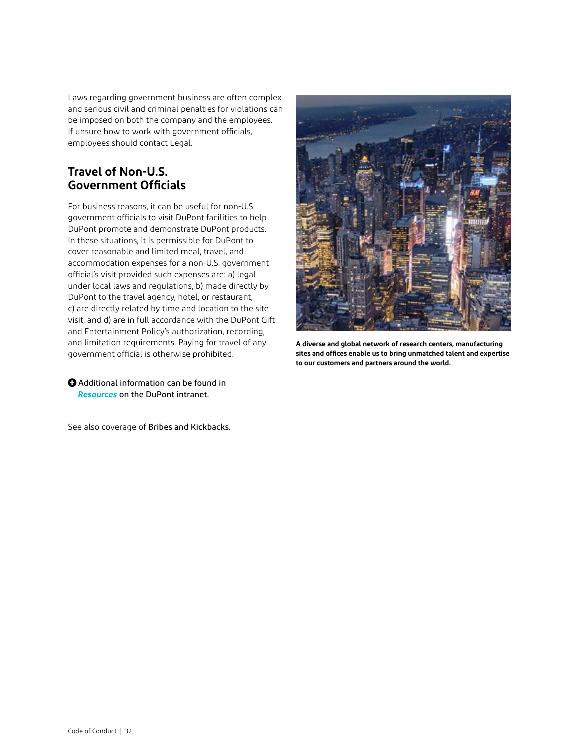Laws regarding government business are often complex and serious civil and criminal penalties for violations can be imposed on both the company and the employees. If unsure how to work with government officials, employees should contact Legal.

## Travel of Non-U.S. Government Officials

For business reasons, it can be useful for non-U.S. government officials to visit DuPont facilities to help DuPont promote and demonstrate DuPont products. In these situations, it is permissible for DuPont to cover reasonable and limited meal, travel, and accommodation expenses for a non-U.S. government official's visit provided such expenses are: a) legal under local laws and regulations, b) made directly by DuPont to the travel agency, hotel, or restaurant, c) are directly related by time and location to the site visit, and d) are in full accordance with the DuPont Gift and Entertainment Policy's authorization, recording, and limitation requirements. Paying for travel of any government official is otherwise prohibited.

Additional information can be found in ***Resources*** on the DuPont intranet.

See also coverage of Bribes and Kickbacks.

**A diverse and global network of research centers, manufacturing sites and offices enable us to bring unmatched talent and expertise to our customers and partners around the world.**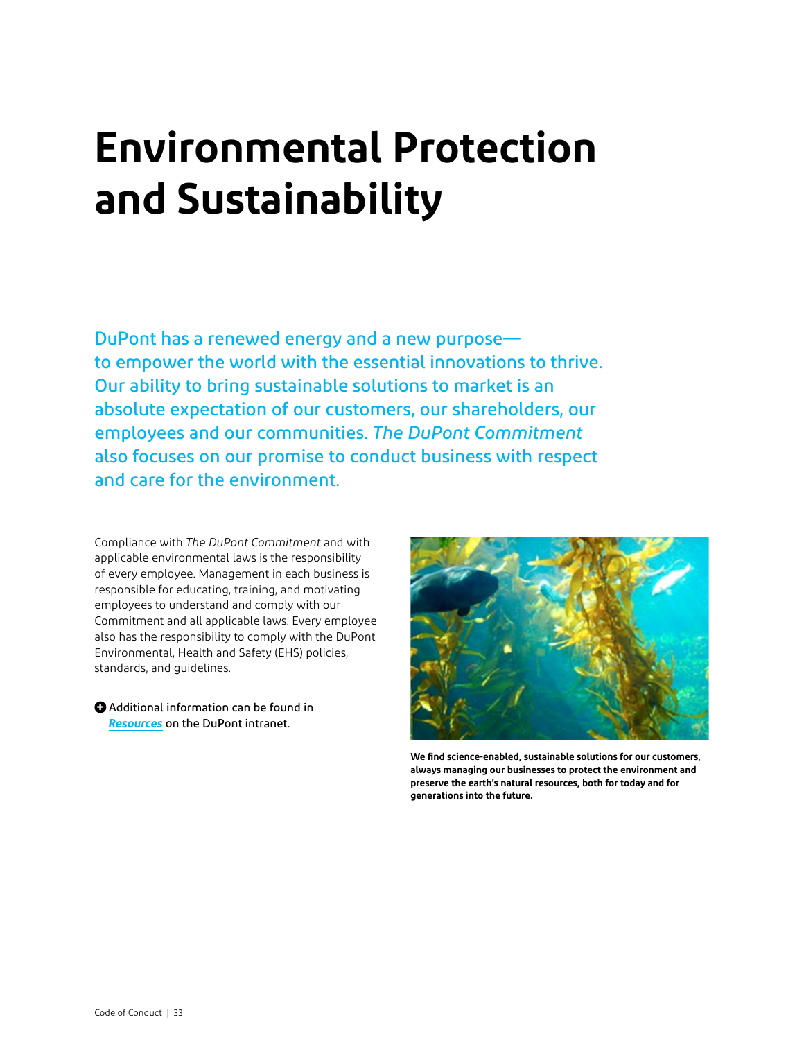# Environmental Protection and Sustainability

DuPont has a renewed energy and a new purpose— to empower the world with the essential innovations to thrive. Our ability to bring sustainable solutions to market is an absolute expectation of our customers, our shareholders, our employees and our communities. *The DuPont Commitment* also focuses on our promise to conduct business with respect and care for the environment.

Compliance with *The DuPont Commitment* and with applicable environmental laws is the responsibility of every employee. Management in each business is responsible for educating, training, and motivating employees to understand and comply with our Commitment and all applicable laws. Every employee also has the responsibility to comply with the DuPont Environmental, Health and Safety (EHS) policies, standards, and guidelines.

Additional information can be found in ***Resources*** on the DuPont intranet.

**We find science-enabled, sustainable solutions for our customers, always managing our businesses to protect the environment and preserve the earth's natural resources, both for today and for generations into the future.**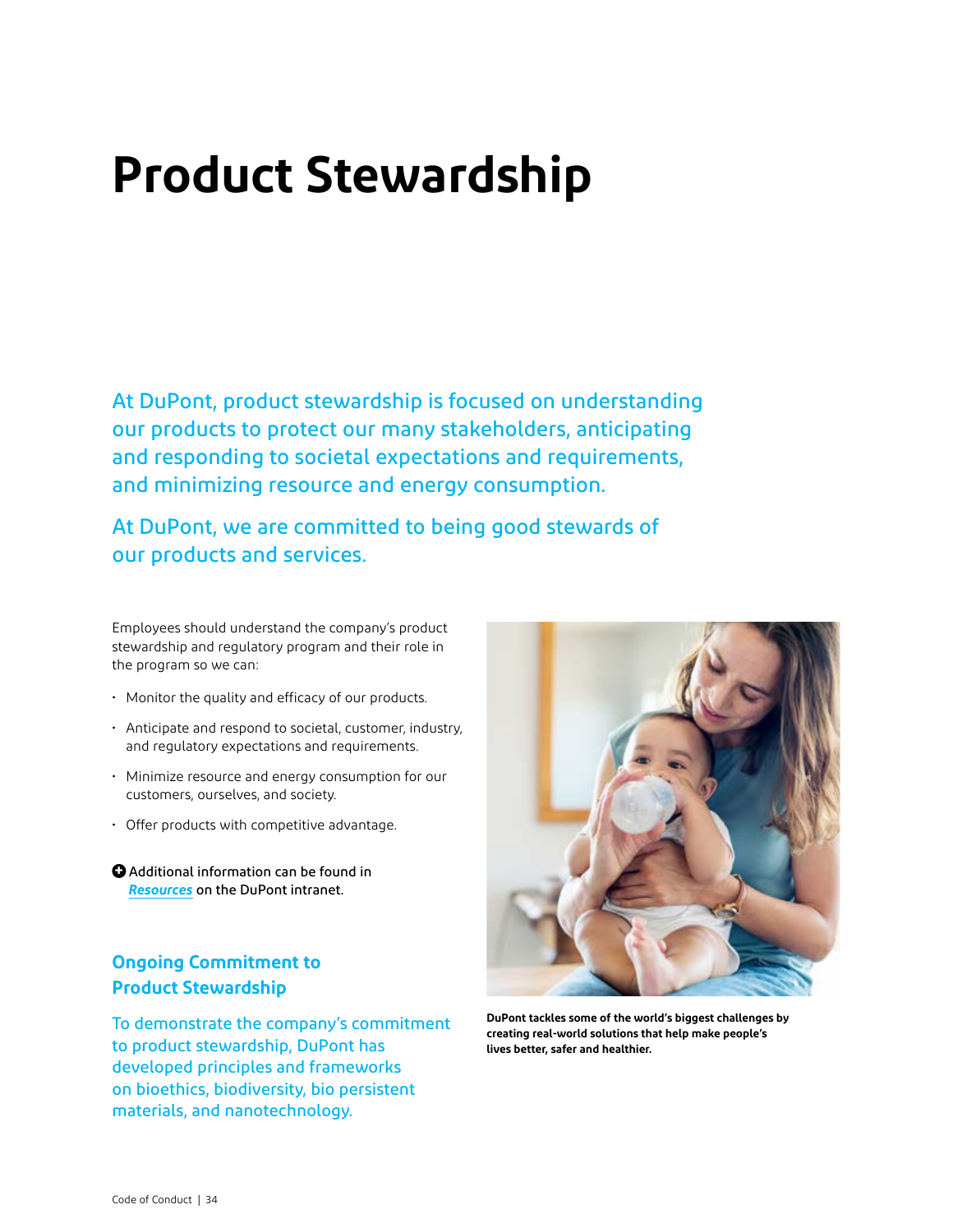# Product Stewardship

At DuPont, product stewardship is focused on understanding our products to protect our many stakeholders, anticipating and responding to societal expectations and requirements, and minimizing resource and energy consumption.

At DuPont, we are committed to being good stewards of our products and services.

Employees should understand the company's product stewardship and regulatory program and their role in the program so we can:

- Monitor the quality and efficacy of our products.
- Anticipate and respond to societal, customer, industry, and regulatory expectations and requirements.
- Minimize resource and energy consumption for our customers, ourselves, and society.
- Offer products with competitive advantage.

Additional information can be found in *Resources* on the DuPont intranet.

## Ongoing Commitment to Product Stewardship

To demonstrate the company's commitment to product stewardship, DuPont has developed principles and frameworks on bioethics, biodiversity, bio persistent materials, and nanotechnology.

**DuPont tackles some of the world's biggest challenges by creating real-world solutions that help make people's lives better, safer and healthier.**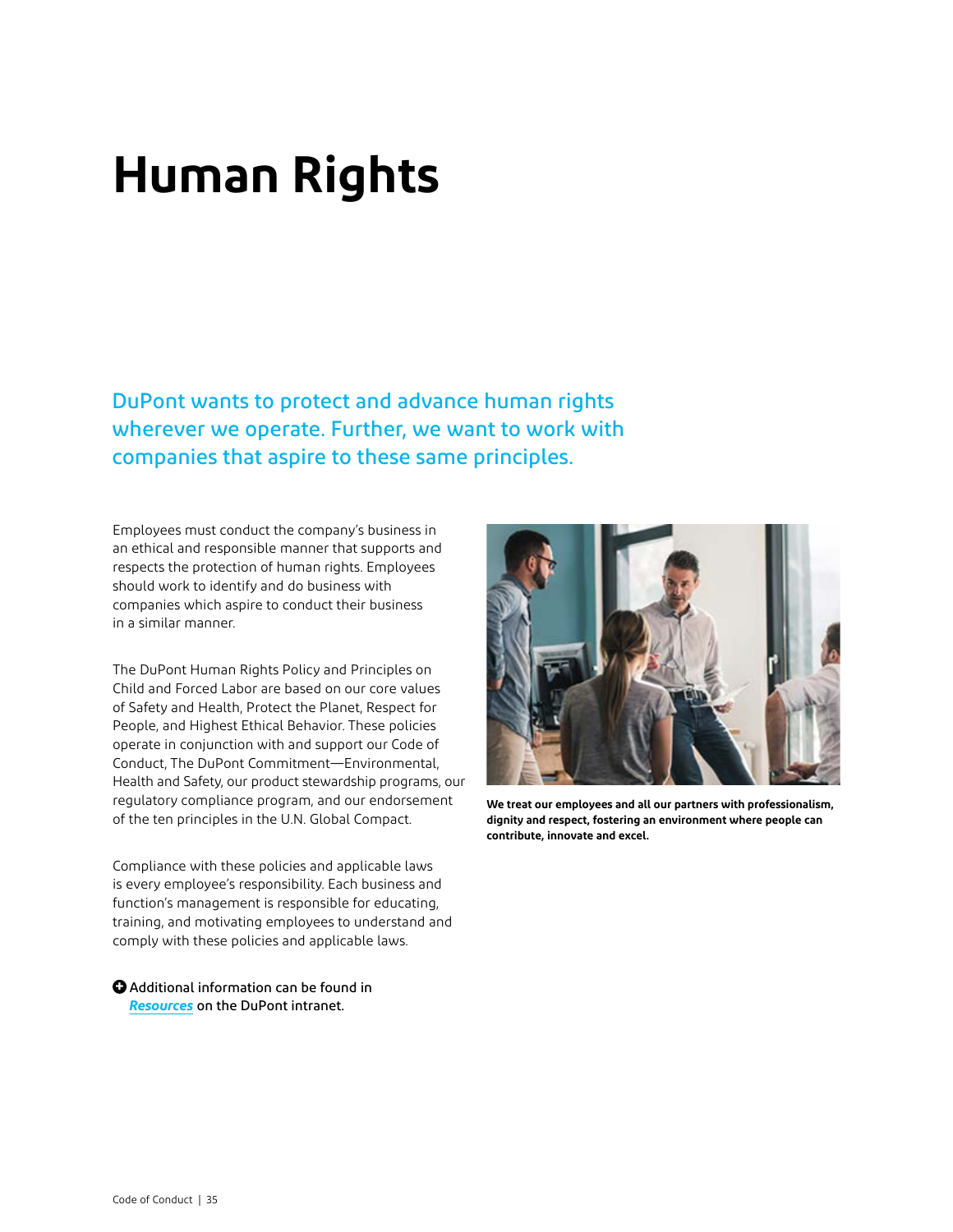# Human Rights

DuPont wants to protect and advance human rights wherever we operate. Further, we want to work with companies that aspire to these same principles.

Employees must conduct the company's business in an ethical and responsible manner that supports and respects the protection of human rights. Employees should work to identify and do business with companies which aspire to conduct their business in a similar manner.

The DuPont Human Rights Policy and Principles on Child and Forced Labor are based on our core values of Safety and Health, Protect the Planet, Respect for People, and Highest Ethical Behavior. These policies operate in conjunction with and support our Code of Conduct, The DuPont Commitment—Environmental, Health and Safety, our product stewardship programs, our regulatory compliance program, and our endorsement of the ten principles in the U.N. Global Compact.

Compliance with these policies and applicable laws is every employee's responsibility. Each business and function's management is responsible for educating, training, and motivating employees to understand and comply with these policies and applicable laws.

Additional information can be found in ***Resources*** on the DuPont intranet.

**We treat our employees and all our partners with professionalism, dignity and respect, fostering an environment where people can contribute, innovate and excel.**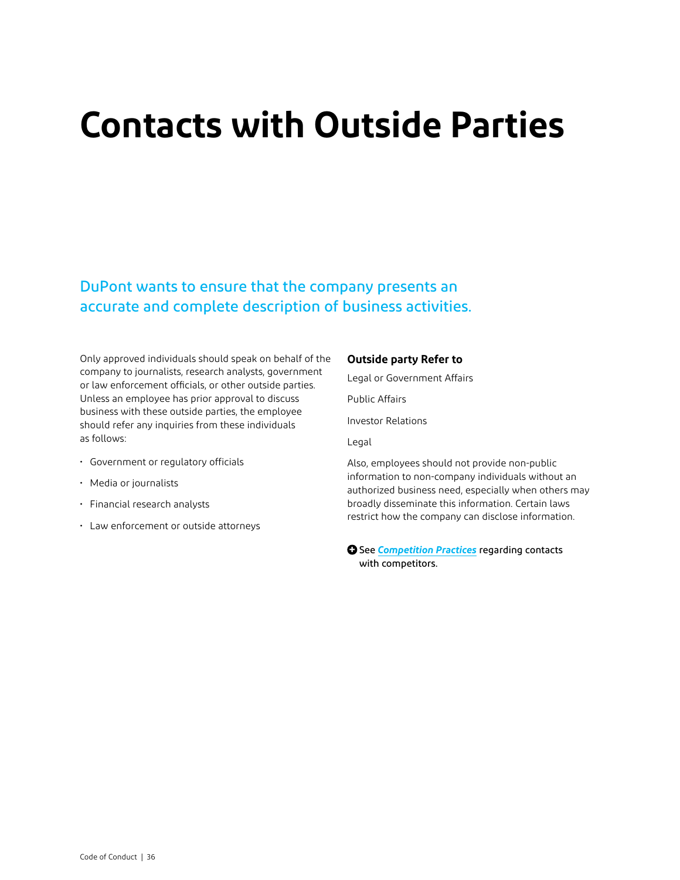# Contacts with Outside Parties

## DuPont wants to ensure that the company presents an accurate and complete description of business activities.

Only approved individuals should speak on behalf of the company to journalists, research analysts, government or law enforcement officials, or other outside parties. Unless an employee has prior approval to discuss business with these outside parties, the employee should refer any inquiries from these individuals as follows:

| Outside party | Refer to |
| --- | --- |
| Government or regulatory officials | Legal or Government Affairs |
| Media or journalists | Public Affairs |
| Financial research analysts | Investor Relations |
| Law enforcement or outside attorneys | Legal |

Also, employees should not provide non-public information to non-company individuals without an authorized business need, especially when others may broadly disseminate this information. Certain laws restrict how the company can disclose information.

**See *Competition Practices* regarding contacts with competitors.**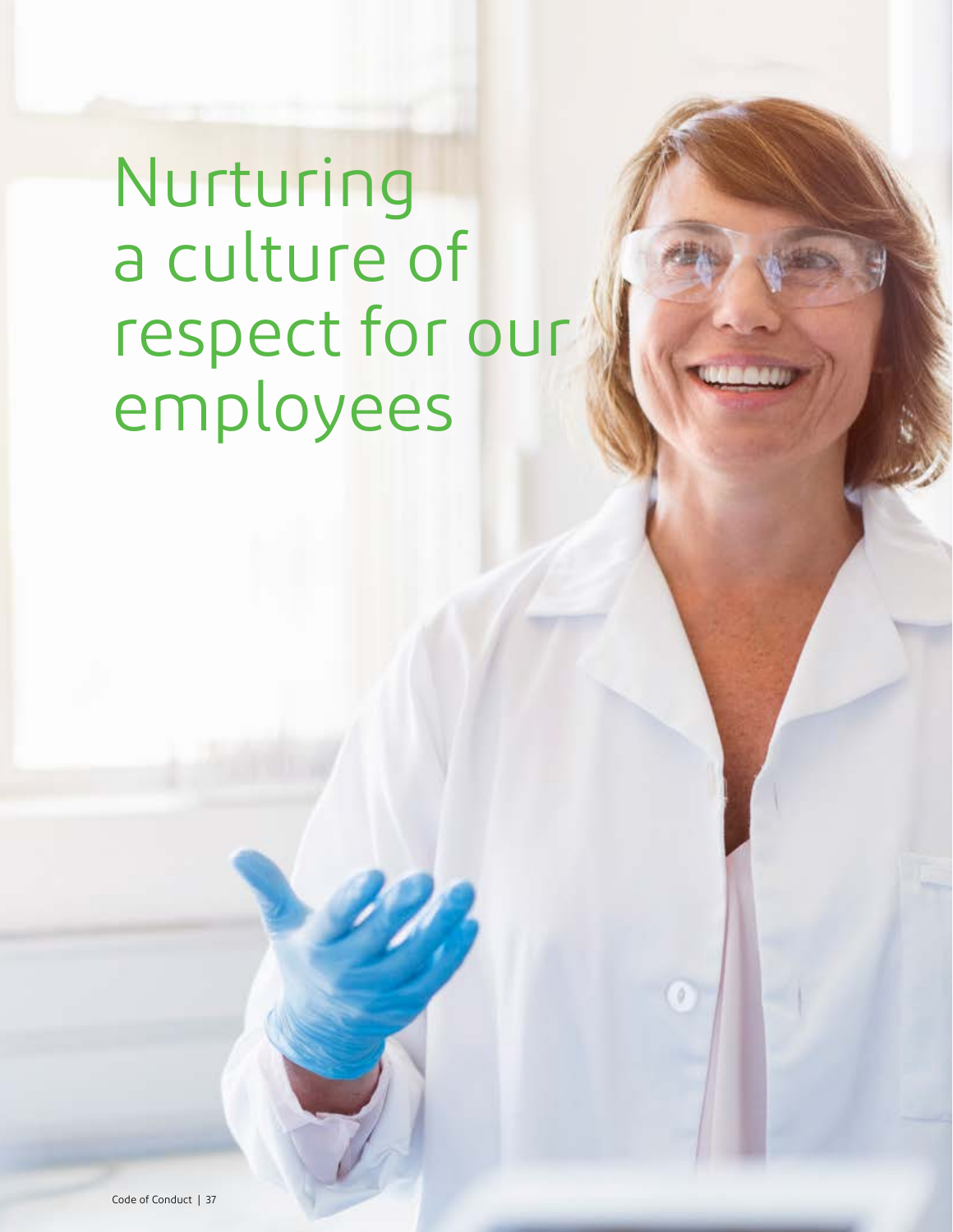# Nurturing a culture of respect for our employees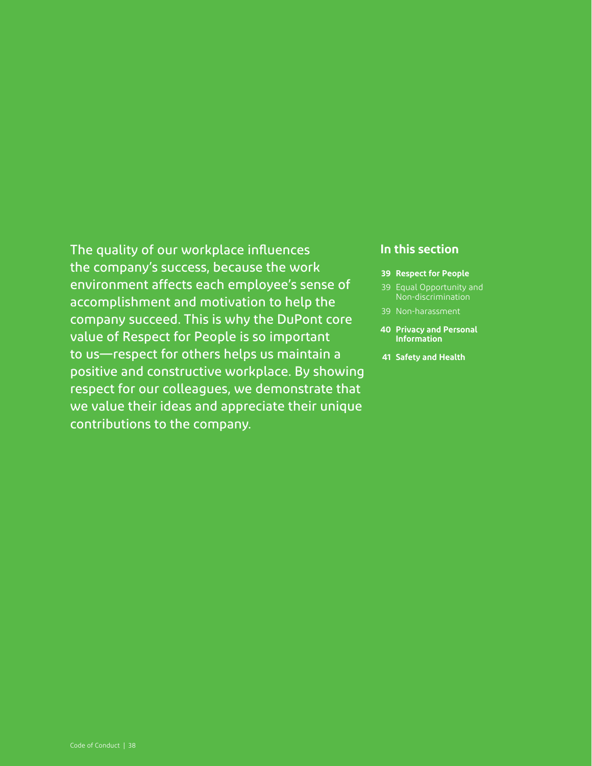The quality of our workplace influences the company's success, because the work environment affects each employee's sense of accomplishment and motivation to help the company succeed. This is why the DuPont core value of Respect for People is so important to us—respect for others helps us maintain a positive and constructive workplace. By showing respect for our colleagues, we demonstrate that we value their ideas and appreciate their unique contributions to the company.

## In this section

- **39 Respect for People**
- 39 Equal Opportunity and Non-discrimination
- 39 Non-harassment
- **40 Privacy and Personal Information**
- **41 Safety and Health**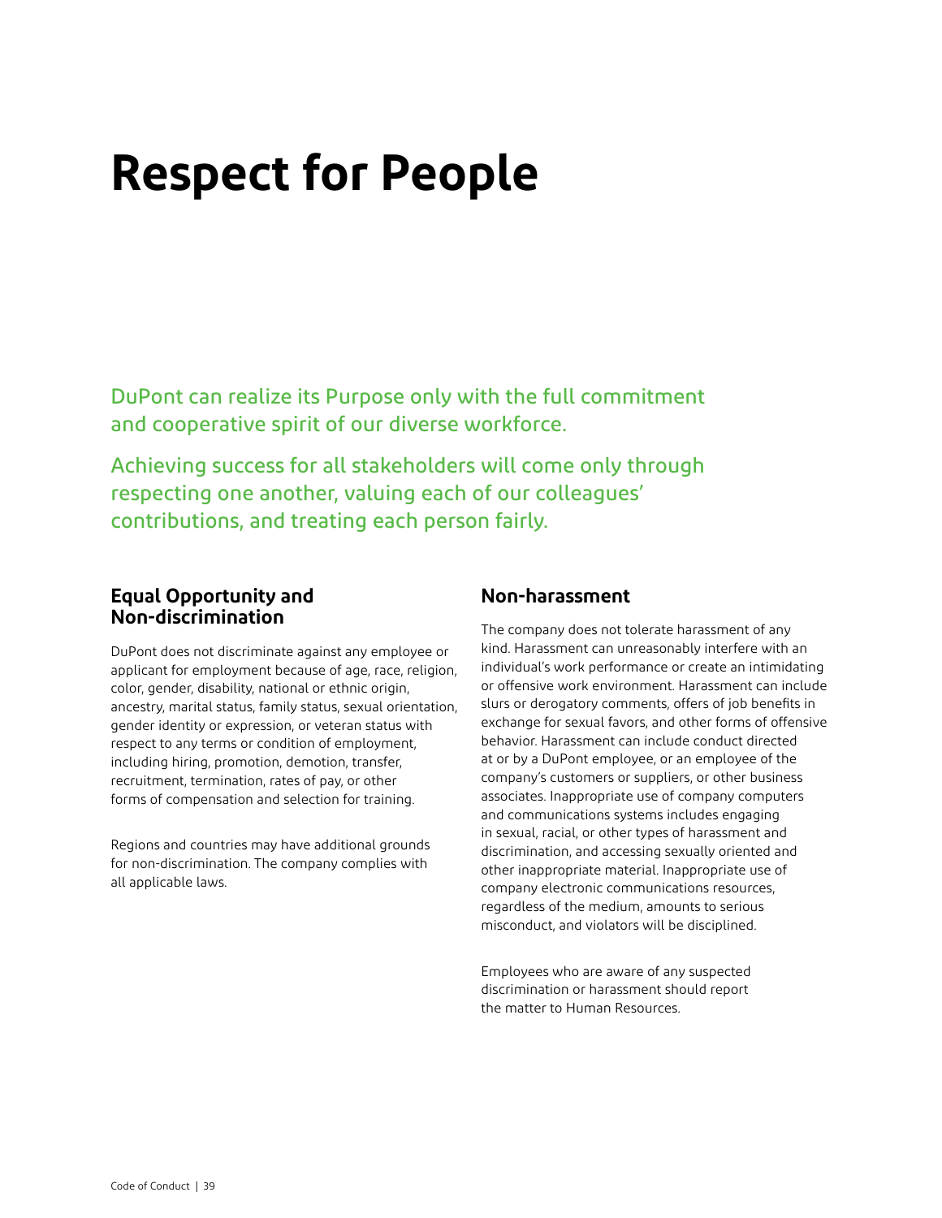# Respect for People

DuPont can realize its Purpose only with the full commitment and cooperative spirit of our diverse workforce.

Achieving success for all stakeholders will come only through respecting one another, valuing each of our colleagues' contributions, and treating each person fairly.

## Equal Opportunity and Non-discrimination

DuPont does not discriminate against any employee or applicant for employment because of age, race, religion, color, gender, disability, national or ethnic origin, ancestry, marital status, family status, sexual orientation, gender identity or expression, or veteran status with respect to any terms or condition of employment, including hiring, promotion, demotion, transfer, recruitment, termination, rates of pay, or other forms of compensation and selection for training.

Regions and countries may have additional grounds for non-discrimination. The company complies with all applicable laws.

## Non-harassment

The company does not tolerate harassment of any kind. Harassment can unreasonably interfere with an individual's work performance or create an intimidating or offensive work environment. Harassment can include slurs or derogatory comments, offers of job benefits in exchange for sexual favors, and other forms of offensive behavior. Harassment can include conduct directed at or by a DuPont employee, or an employee of the company's customers or suppliers, or other business associates. Inappropriate use of company computers and communications systems includes engaging in sexual, racial, or other types of harassment and discrimination, and accessing sexually oriented and other inappropriate material. Inappropriate use of company electronic communications resources, regardless of the medium, amounts to serious misconduct, and violators will be disciplined.

Employees who are aware of any suspected discrimination or harassment should report the matter to Human Resources.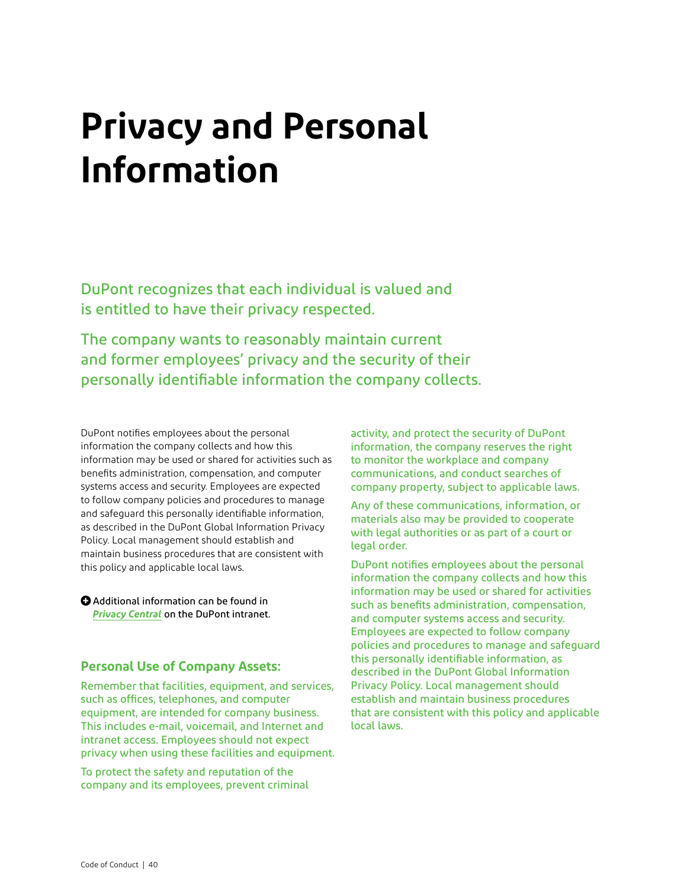# Privacy and Personal Information

DuPont recognizes that each individual is valued and is entitled to have their privacy respected.

The company wants to reasonably maintain current and former employees' privacy and the security of their personally identifiable information the company collects.

DuPont notifies employees about the personal information the company collects and how this information may be used or shared for activities such as benefits administration, compensation, and computer systems access and security. Employees are expected to follow company policies and procedures to manage and safeguard this personally identifiable information, as described in the DuPont Global Information Privacy Policy. Local management should establish and maintain business procedures that are consistent with this policy and applicable local laws.

Additional information can be found in ***Privacy Central*** on the DuPont intranet.

### Personal Use of Company Assets:

Remember that facilities, equipment, and services, such as offices, telephones, and computer equipment, are intended for company business. This includes e-mail, voicemail, and Internet and intranet access. Employees should not expect privacy when using these facilities and equipment.

To protect the safety and reputation of the company and its employees, prevent criminal activity, and protect the security of DuPont information, the company reserves the right to monitor the workplace and company communications, and conduct searches of company property, subject to applicable laws.

Any of these communications, information, or materials also may be provided to cooperate with legal authorities or as part of a court or legal order.

DuPont notifies employees about the personal information the company collects and how this information may be used or shared for activities such as benefits administration, compensation, and computer systems access and security. Employees are expected to follow company policies and procedures to manage and safeguard this personally identifiable information, as described in the DuPont Global Information Privacy Policy. Local management should establish and maintain business procedures that are consistent with this policy and applicable local laws.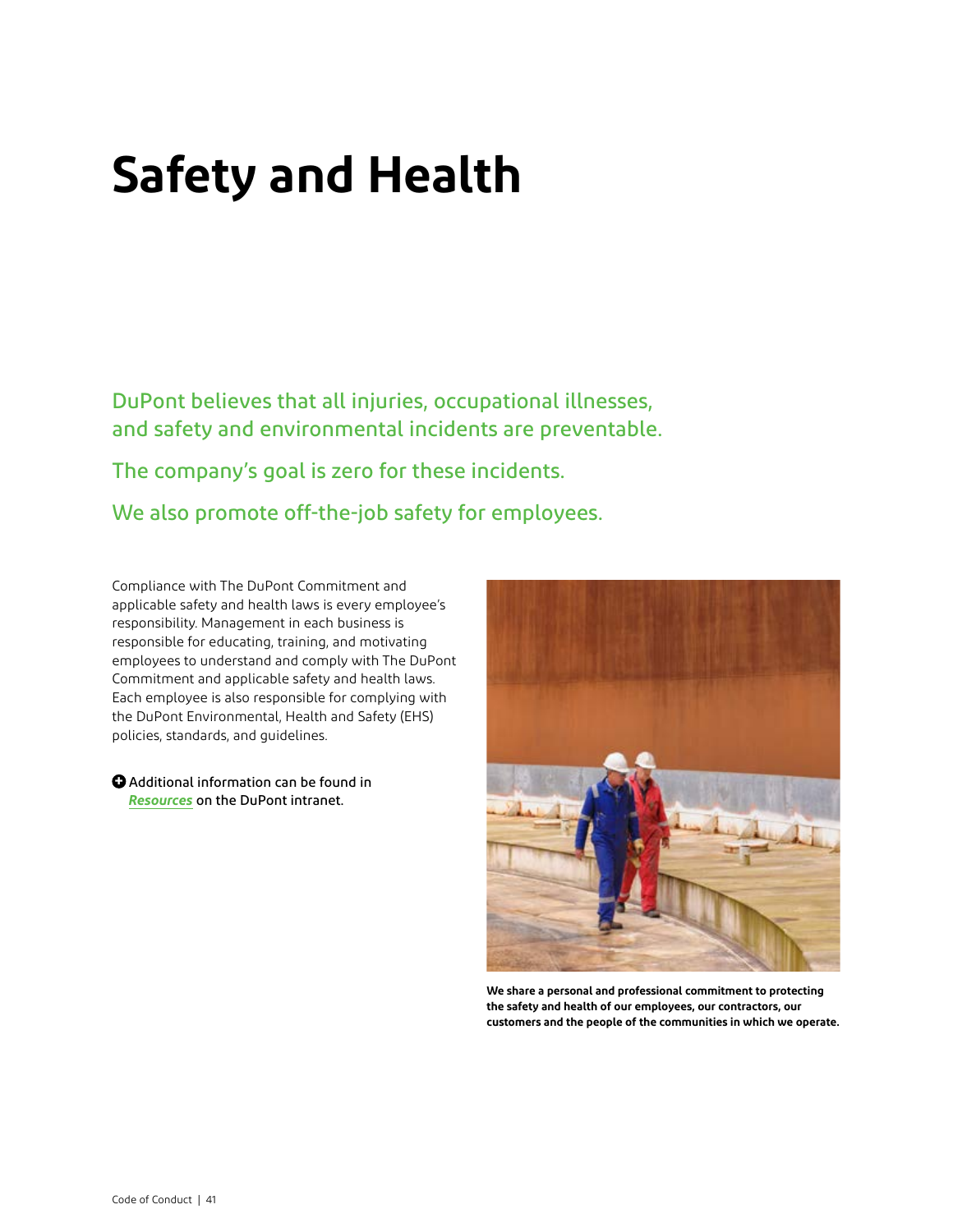# Safety and Health

DuPont believes that all injuries, occupational illnesses, and safety and environmental incidents are preventable.

The company's goal is zero for these incidents.

We also promote off-the-job safety for employees.

Compliance with The DuPont Commitment and applicable safety and health laws is every employee's responsibility. Management in each business is responsible for educating, training, and motivating employees to understand and comply with The DuPont Commitment and applicable safety and health laws. Each employee is also responsible for complying with the DuPont Environmental, Health and Safety (EHS) policies, standards, and guidelines.

Additional information can be found in ***Resources*** on the DuPont intranet.

**We share a personal and professional commitment to protecting the safety and health of our employees, our contractors, our customers and the people of the communities in which we operate.**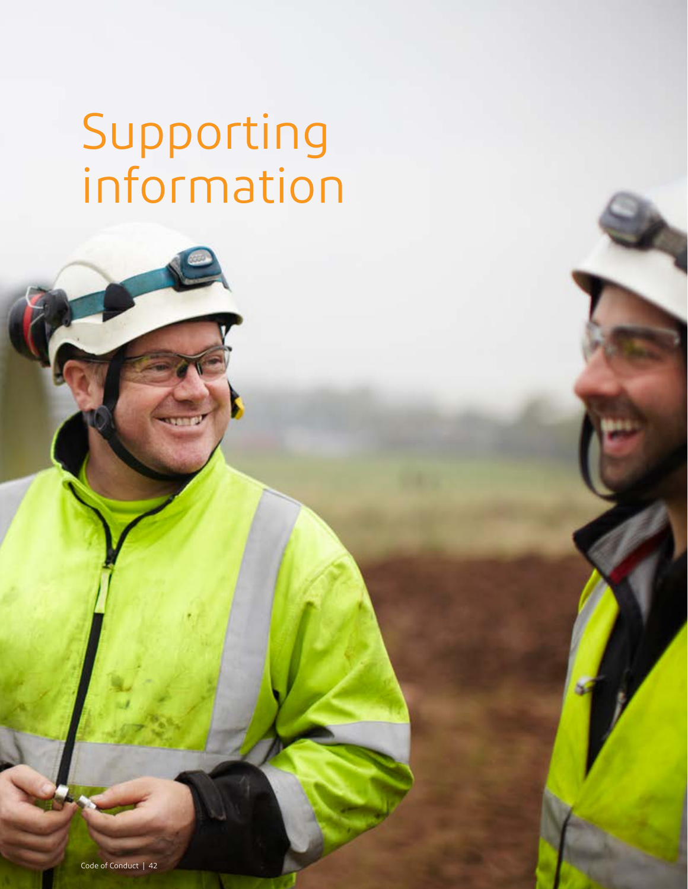# Supporting information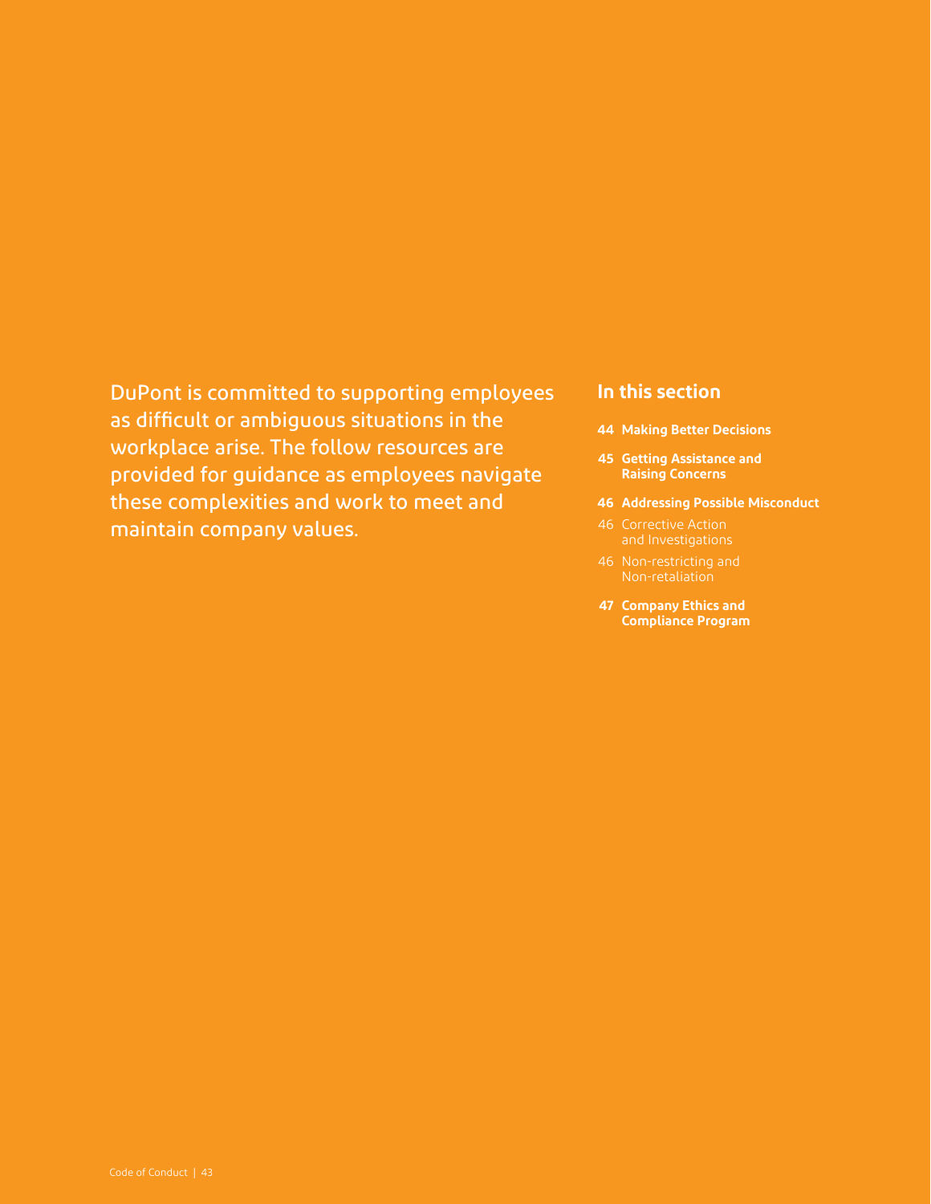DuPont is committed to supporting employees as difficult or ambiguous situations in the workplace arise. The follow resources are provided for guidance as employees navigate these complexities and work to meet and maintain company values.

## In this section

- **44 Making Better Decisions**
- **45 Getting Assistance and Raising Concerns**
- **46 Addressing Possible Misconduct**
  - 46 Corrective Action and Investigations
  - 46 Non-restricting and Non-retaliation
- **47 Company Ethics and Compliance Program**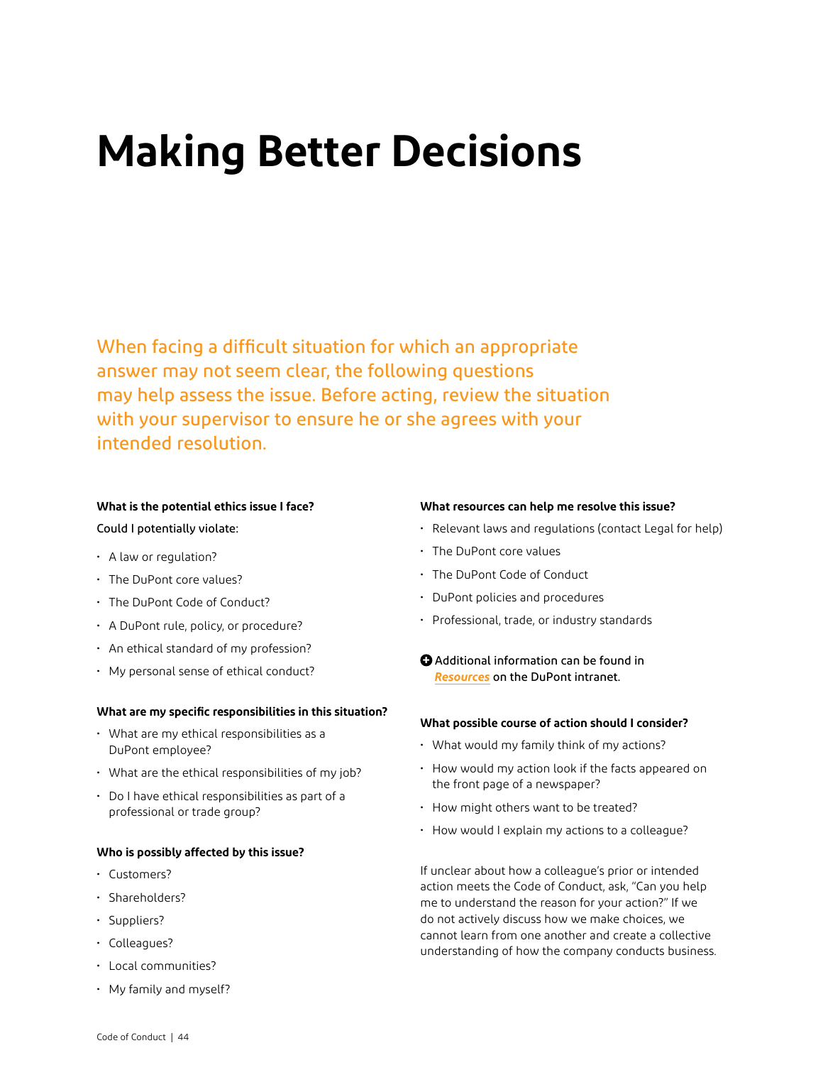# Making Better Decisions

When facing a difficult situation for which an appropriate answer may not seem clear, the following questions may help assess the issue. Before acting, review the situation with your supervisor to ensure he or she agrees with your intended resolution.

**What is the potential ethics issue I face?**

Could I potentially violate:

- A law or regulation?
- The DuPont core values?
- The DuPont Code of Conduct?
- A DuPont rule, policy, or procedure?
- An ethical standard of my profession?
- My personal sense of ethical conduct?

**What are my specific responsibilities in this situation?**

- What are my ethical responsibilities as a DuPont employee?
- What are the ethical responsibilities of my job?
- Do I have ethical responsibilities as part of a professional or trade group?

**Who is possibly affected by this issue?**

- Customers?
- Shareholders?
- Suppliers?
- Colleagues?
- Local communities?
- My family and myself?

**What resources can help me resolve this issue?**

- Relevant laws and regulations (contact Legal for help)
- The DuPont core values
- The DuPont Code of Conduct
- DuPont policies and procedures
- Professional, trade, or industry standards

Additional information can be found in ***Resources*** on the DuPont intranet.

**What possible course of action should I consider?**

- What would my family think of my actions?
- How would my action look if the facts appeared on the front page of a newspaper?
- How might others want to be treated?
- How would I explain my actions to a colleague?

If unclear about how a colleague's prior or intended action meets the Code of Conduct, ask, "Can you help me to understand the reason for your action?" If we do not actively discuss how we make choices, we cannot learn from one another and create a collective understanding of how the company conducts business.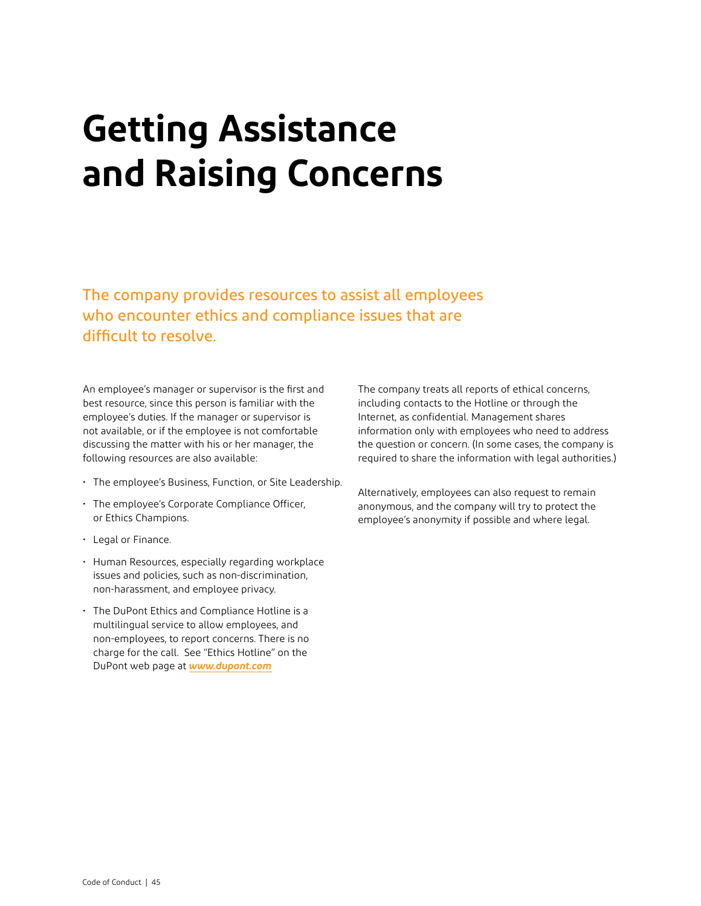# Getting Assistance and Raising Concerns

## The company provides resources to assist all employees who encounter ethics and compliance issues that are difficult to resolve.

An employee's manager or supervisor is the first and best resource, since this person is familiar with the employee's duties. If the manager or supervisor is not available, or if the employee is not comfortable discussing the matter with his or her manager, the following resources are also available:

- The employee's Business, Function, or Site Leadership.
- The employee's Corporate Compliance Officer, or Ethics Champions.
- Legal or Finance.
- Human Resources, especially regarding workplace issues and policies, such as non-discrimination, non-harassment, and employee privacy.
- The DuPont Ethics and Compliance Hotline is a multilingual service to allow employees, and non-employees, to report concerns. There is no charge for the call. See "Ethics Hotline" on the DuPont web page at ***www.dupont.com***

The company treats all reports of ethical concerns, including contacts to the Hotline or through the Internet, as confidential. Management shares information only with employees who need to address the question or concern. (In some cases, the company is required to share the information with legal authorities.)

Alternatively, employees can also request to remain anonymous, and the company will try to protect the employee's anonymity if possible and where legal.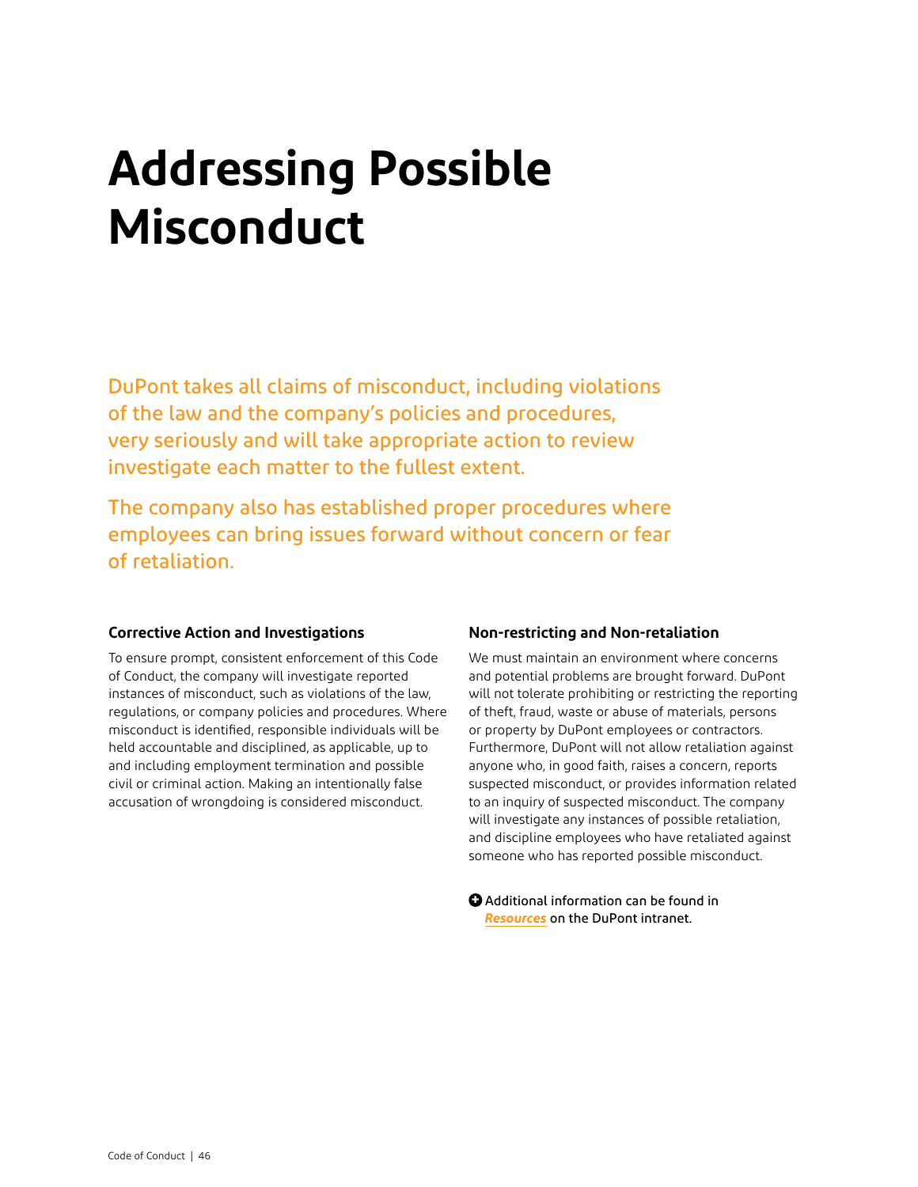# Addressing Possible Misconduct

DuPont takes all claims of misconduct, including violations of the law and the company's policies and procedures, very seriously and will take appropriate action to review investigate each matter to the fullest extent.

The company also has established proper procedures where employees can bring issues forward without concern or fear of retaliation.

### Corrective Action and Investigations

To ensure prompt, consistent enforcement of this Code of Conduct, the company will investigate reported instances of misconduct, such as violations of the law, regulations, or company policies and procedures. Where misconduct is identified, responsible individuals will be held accountable and disciplined, as applicable, up to and including employment termination and possible civil or criminal action. Making an intentionally false accusation of wrongdoing is considered misconduct.

### Non-restricting and Non-retaliation

We must maintain an environment where concerns and potential problems are brought forward. DuPont will not tolerate prohibiting or restricting the reporting of theft, fraud, waste or abuse of materials, persons or property by DuPont employees or contractors. Furthermore, DuPont will not allow retaliation against anyone who, in good faith, raises a concern, reports suspected misconduct, or provides information related to an inquiry of suspected misconduct. The company will investigate any instances of possible retaliation, and discipline employees who have retaliated against someone who has reported possible misconduct.

**Additional information can be found in *Resources* on the DuPont intranet.**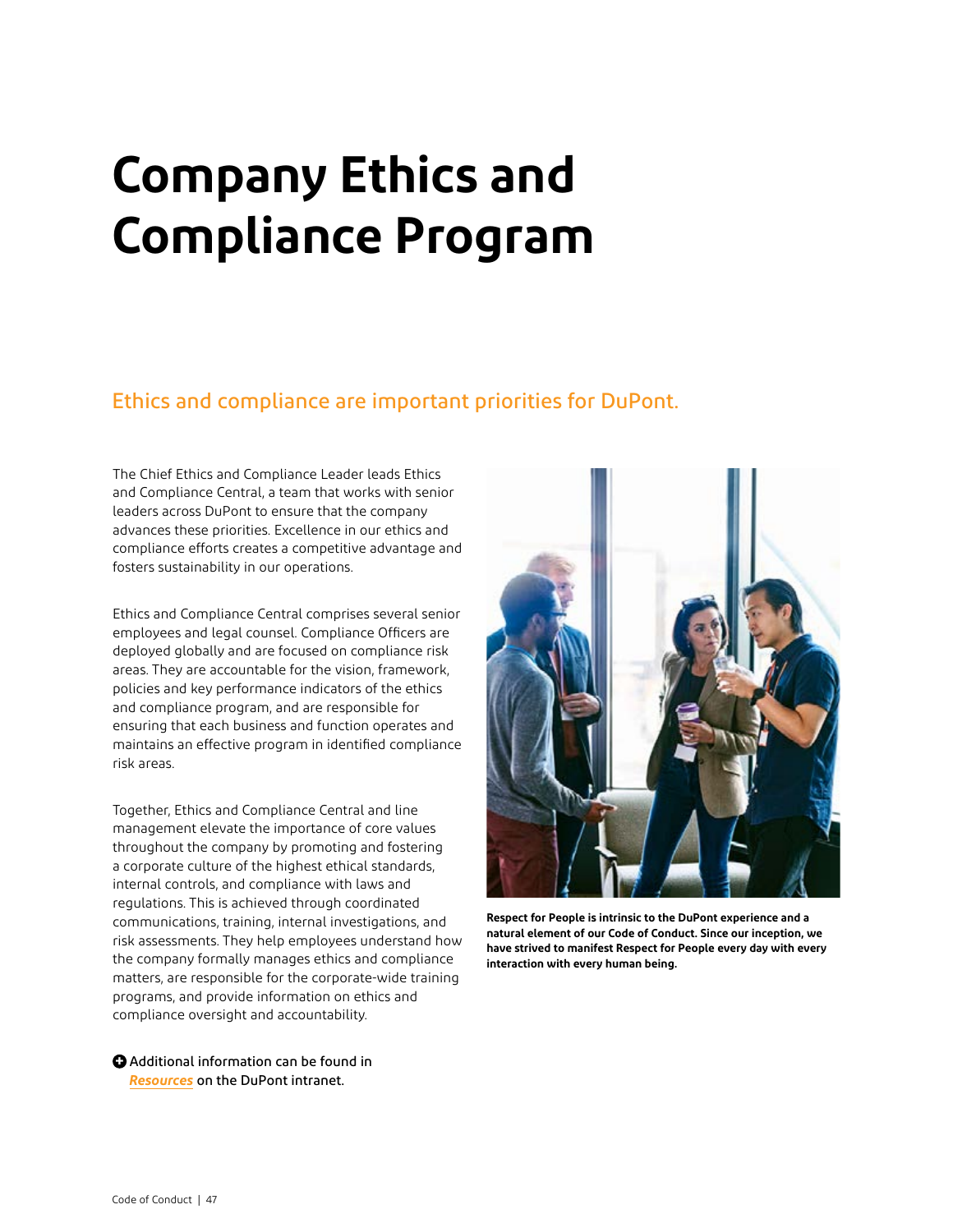# Company Ethics and Compliance Program

## Ethics and compliance are important priorities for DuPont.

The Chief Ethics and Compliance Leader leads Ethics and Compliance Central, a team that works with senior leaders across DuPont to ensure that the company advances these priorities. Excellence in our ethics and compliance efforts creates a competitive advantage and fosters sustainability in our operations.

Ethics and Compliance Central comprises several senior employees and legal counsel. Compliance Officers are deployed globally and are focused on compliance risk areas. They are accountable for the vision, framework, policies and key performance indicators of the ethics and compliance program, and are responsible for ensuring that each business and function operates and maintains an effective program in identified compliance risk areas.

Together, Ethics and Compliance Central and line management elevate the importance of core values throughout the company by promoting and fostering a corporate culture of the highest ethical standards, internal controls, and compliance with laws and regulations. This is achieved through coordinated communications, training, internal investigations, and risk assessments. They help employees understand how the company formally manages ethics and compliance matters, are responsible for the corporate-wide training programs, and provide information on ethics and compliance oversight and accountability.

**Respect for People is intrinsic to the DuPont experience and a natural element of our Code of Conduct. Since our inception, we have strived to manifest Respect for People every day with every interaction with every human being.**

Additional information can be found in *Resources* on the DuPont intranet.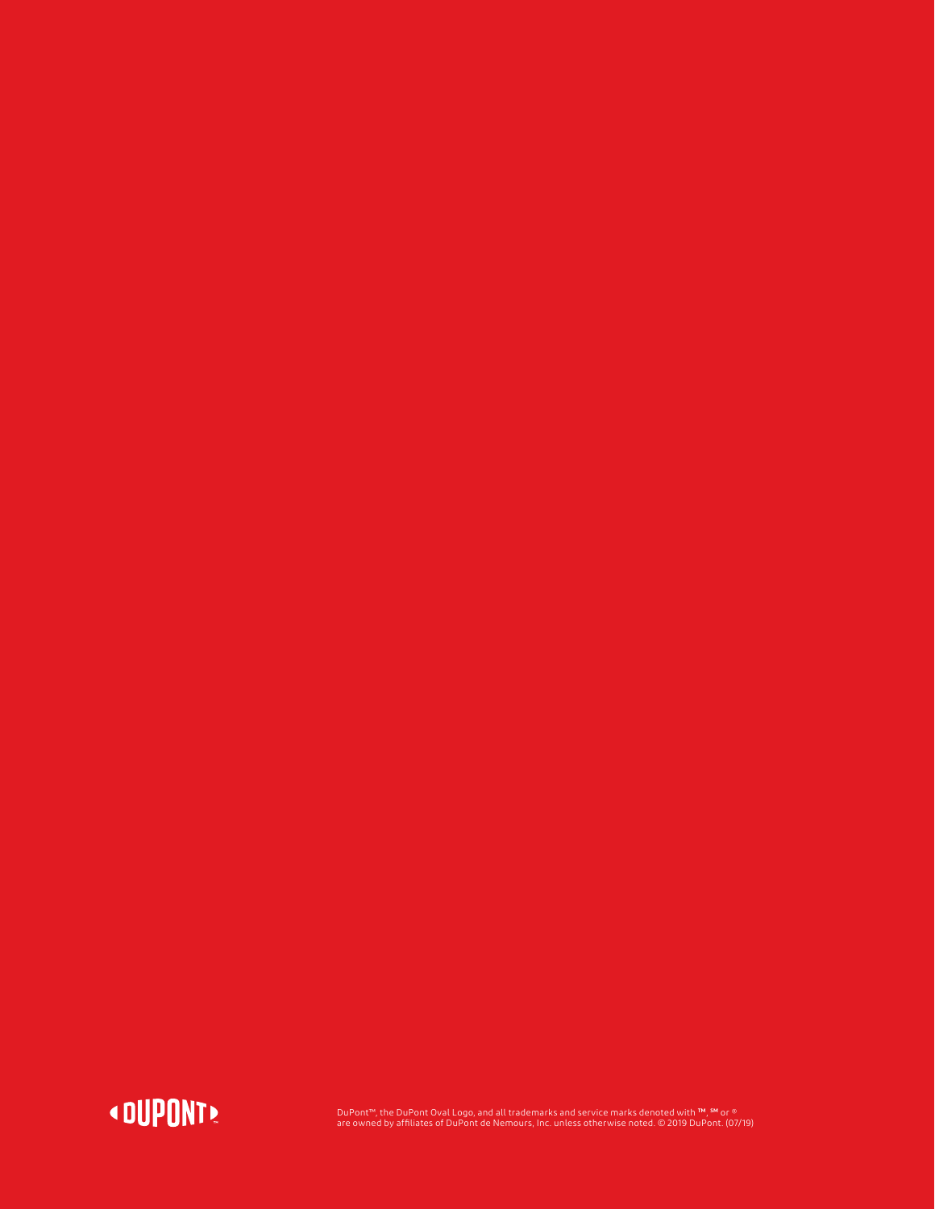DUPONT

DuPont™, the DuPont Oval Logo, and all trademarks and service marks denoted with ™, SM or ® are owned by affiliates of DuPont de Nemours, Inc. unless otherwise noted. © 2019 DuPont. (07/19)